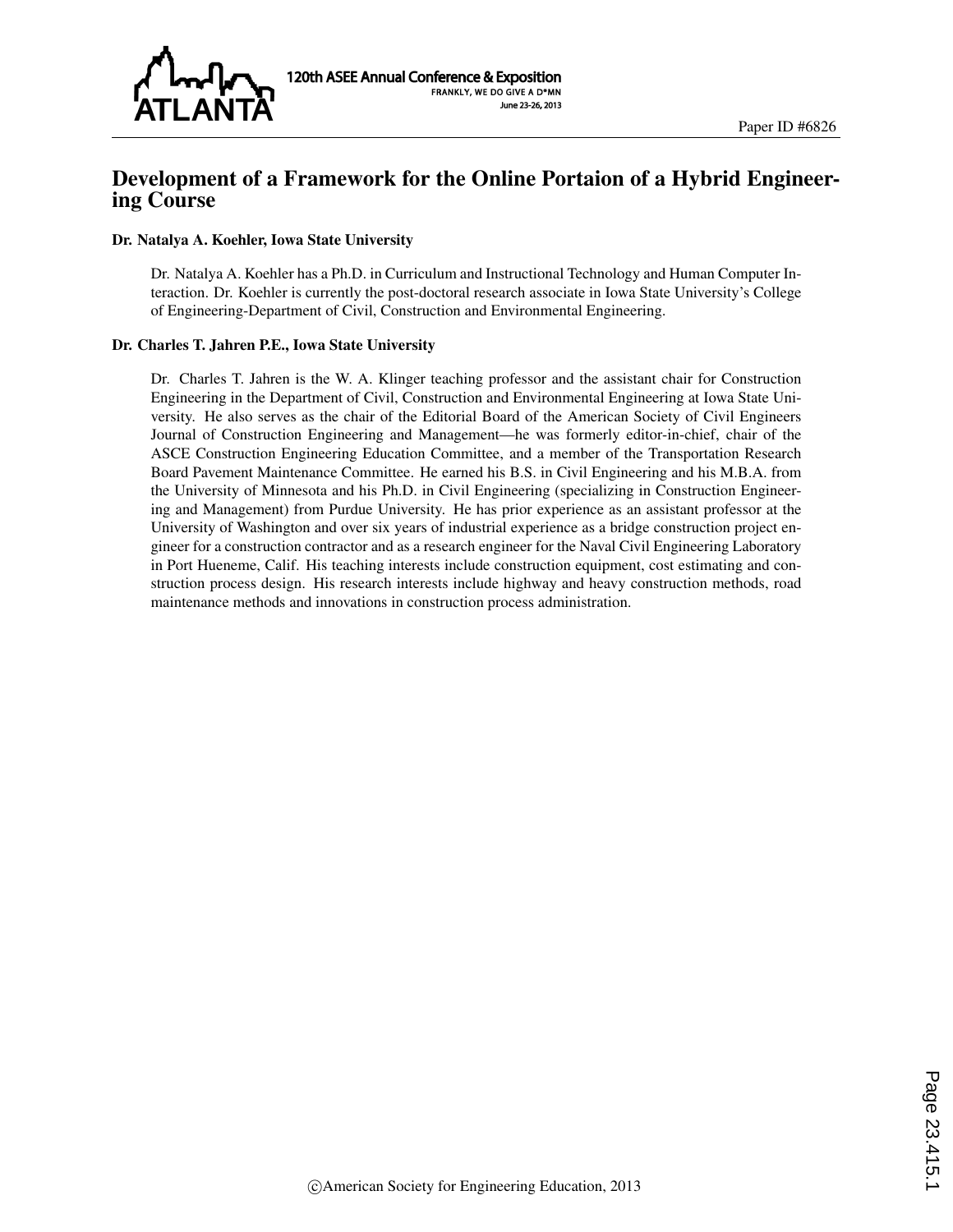Paper ID #6826

# Development of a Framework for the Online Portaion of a Hybrid Engineering Course

**Dr. Natalya A. Koehler, Iowa State University**

Dr. Natalya A. Koehler has a Ph.D. in Curriculum and Instructional Technology and Human Computer Interaction. Dr. Koehler is currently the post-doctoral research associate in Iowa State University's College of Engineering-Department of Civil, Construction and Environmental Engineering.

**Dr. Charles T. Jahren P.E., Iowa State University**

Dr. Charles T. Jahren is the W. A. Klinger teaching professor and the assistant chair for Construction Engineering in the Department of Civil, Construction and Environmental Engineering at Iowa State University. He also serves as the chair of the Editorial Board of the American Society of Civil Engineers Journal of Construction Engineering and Management—he was formerly editor-in-chief, chair of the ASCE Construction Engineering Education Committee, and a member of the Transportation Research Board Pavement Maintenance Committee. He earned his B.S. in Civil Engineering and his M.B.A. from the University of Minnesota and his Ph.D. in Civil Engineering (specializing in Construction Engineering and Management) from Purdue University. He has prior experience as an assistant professor at the University of Washington and over six years of industrial experience as a bridge construction project engineer for a construction contractor and as a research engineer for the Naval Civil Engineering Laboratory in Port Hueneme, Calif. His teaching interests include construction equipment, cost estimating and construction process design. His research interests include highway and heavy construction methods, road maintenance methods and innovations in construction process administration.

©American Society for Engineering Education, 2013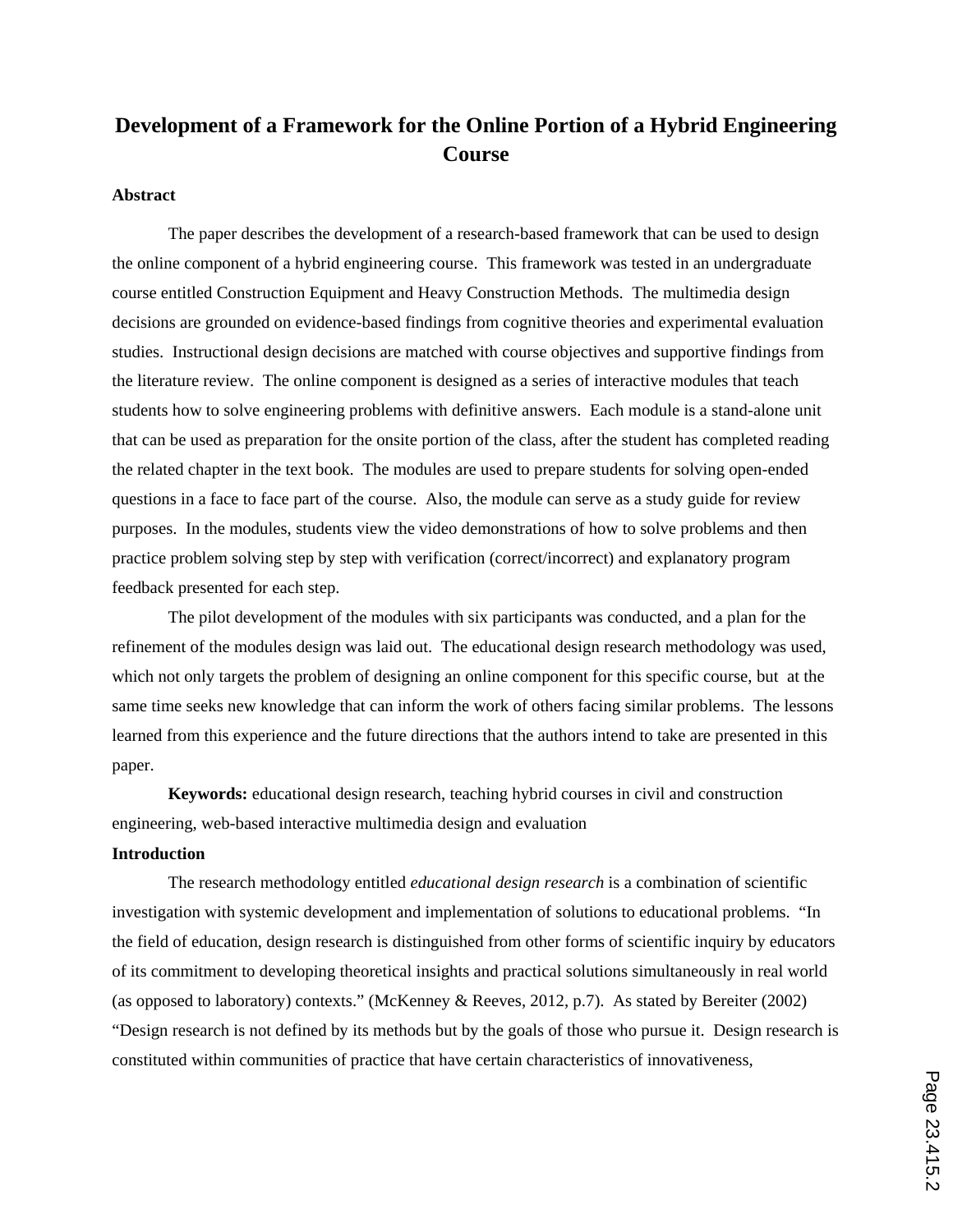# Development of a Framework for the Online Portion of a Hybrid Engineering Course

**Abstract**

The paper describes the development of a research-based framework that can be used to design the online component of a hybrid engineering course. This framework was tested in an undergraduate course entitled Construction Equipment and Heavy Construction Methods. The multimedia design decisions are grounded on evidence-based findings from cognitive theories and experimental evaluation studies. Instructional design decisions are matched with course objectives and supportive findings from the literature review. The online component is designed as a series of interactive modules that teach students how to solve engineering problems with definitive answers. Each module is a stand-alone unit that can be used as preparation for the onsite portion of the class, after the student has completed reading the related chapter in the text book. The modules are used to prepare students for solving open-ended questions in a face to face part of the course. Also, the module can serve as a study guide for review purposes. In the modules, students view the video demonstrations of how to solve problems and then practice problem solving step by step with verification (correct/incorrect) and explanatory program feedback presented for each step.

The pilot development of the modules with six participants was conducted, and a plan for the refinement of the modules design was laid out. The educational design research methodology was used, which not only targets the problem of designing an online component for this specific course, but at the same time seeks new knowledge that can inform the work of others facing similar problems. The lessons learned from this experience and the future directions that the authors intend to take are presented in this paper.

**Keywords:** educational design research, teaching hybrid courses in civil and construction engineering, web-based interactive multimedia design and evaluation

**Introduction**

The research methodology entitled *educational design research* is a combination of scientific investigation with systemic development and implementation of solutions to educational problems. "In the field of education, design research is distinguished from other forms of scientific inquiry by educators of its commitment to developing theoretical insights and practical solutions simultaneously in real world (as opposed to laboratory) contexts." (McKenney & Reeves, 2012, p.7). As stated by Bereiter (2002) "Design research is not defined by its methods but by the goals of those who pursue it. Design research is constituted within communities of practice that have certain characteristics of innovativeness,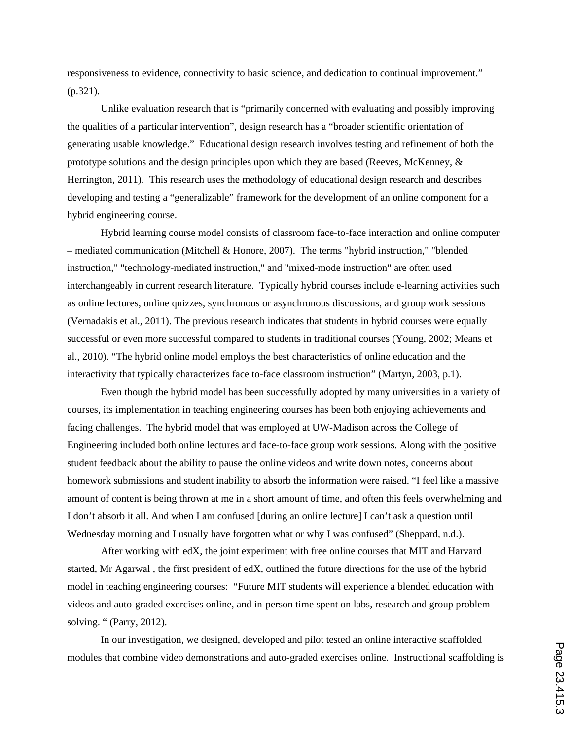responsiveness to evidence, connectivity to basic science, and dedication to continual improvement." (p.321).

Unlike evaluation research that is "primarily concerned with evaluating and possibly improving the qualities of a particular intervention", design research has a "broader scientific orientation of generating usable knowledge." Educational design research involves testing and refinement of both the prototype solutions and the design principles upon which they are based (Reeves, McKenney, & Herrington, 2011). This research uses the methodology of educational design research and describes developing and testing a "generalizable" framework for the development of an online component for a hybrid engineering course.

Hybrid learning course model consists of classroom face-to-face interaction and online computer – mediated communication (Mitchell & Honore, 2007). The terms "hybrid instruction," "blended instruction," "technology-mediated instruction," and "mixed-mode instruction" are often used interchangeably in current research literature. Typically hybrid courses include e-learning activities such as online lectures, online quizzes, synchronous or asynchronous discussions, and group work sessions (Vernadakis et al., 2011). The previous research indicates that students in hybrid courses were equally successful or even more successful compared to students in traditional courses (Young, 2002; Means et al., 2010). "The hybrid online model employs the best characteristics of online education and the interactivity that typically characterizes face to-face classroom instruction" (Martyn, 2003, p.1).

Even though the hybrid model has been successfully adopted by many universities in a variety of courses, its implementation in teaching engineering courses has been both enjoying achievements and facing challenges. The hybrid model that was employed at UW-Madison across the College of Engineering included both online lectures and face-to-face group work sessions. Along with the positive student feedback about the ability to pause the online videos and write down notes, concerns about homework submissions and student inability to absorb the information were raised. "I feel like a massive amount of content is being thrown at me in a short amount of time, and often this feels overwhelming and I don't absorb it all. And when I am confused [during an online lecture] I can't ask a question until Wednesday morning and I usually have forgotten what or why I was confused" (Sheppard, n.d.).

After working with edX, the joint experiment with free online courses that MIT and Harvard started, Mr Agarwal , the first president of edX, outlined the future directions for the use of the hybrid model in teaching engineering courses: "Future MIT students will experience a blended education with videos and auto-graded exercises online, and in-person time spent on labs, research and group problem solving. " (Parry, 2012).

In our investigation, we designed, developed and pilot tested an online interactive scaffolded modules that combine video demonstrations and auto-graded exercises online. Instructional scaffolding is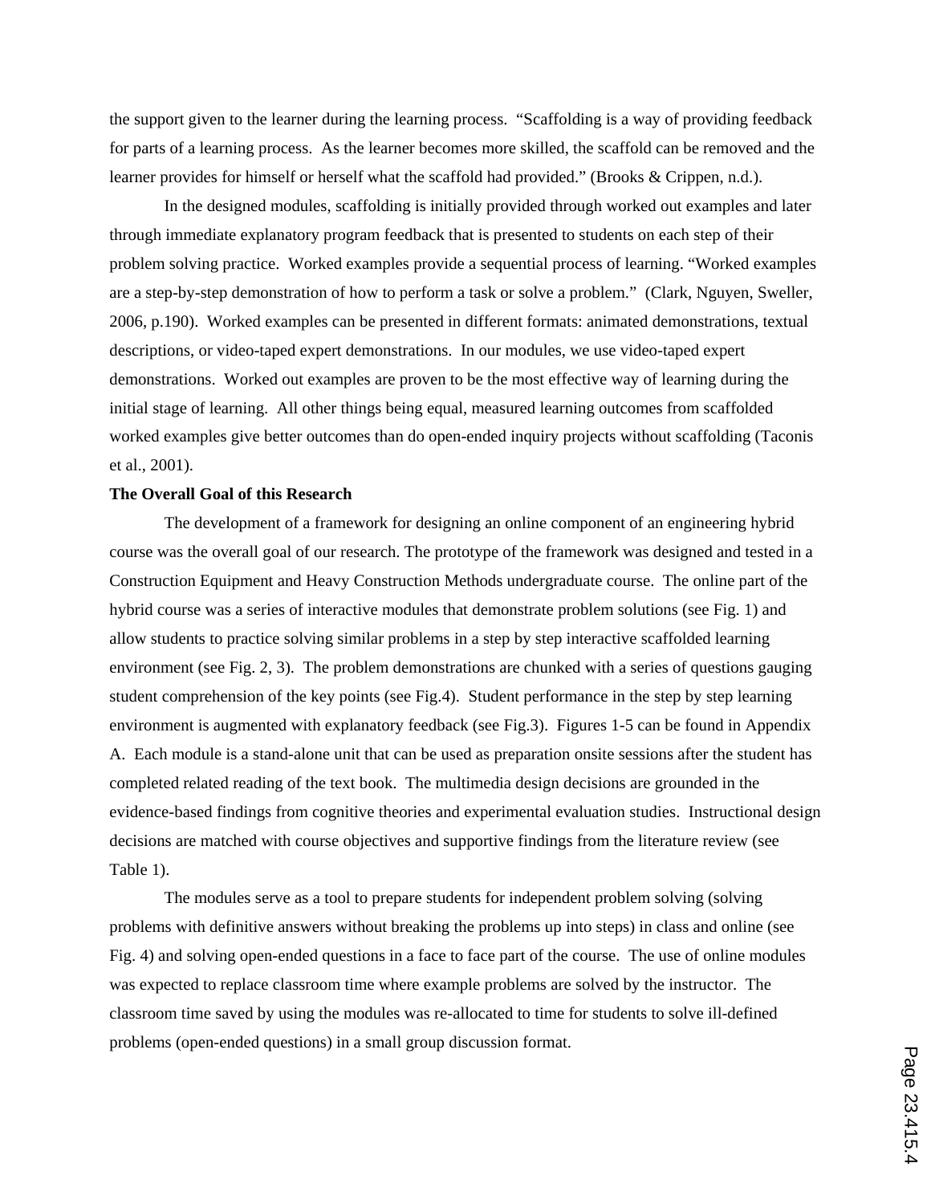the support given to the learner during the learning process. "Scaffolding is a way of providing feedback for parts of a learning process. As the learner becomes more skilled, the scaffold can be removed and the learner provides for himself or herself what the scaffold had provided." (Brooks & Crippen, n.d.).

In the designed modules, scaffolding is initially provided through worked out examples and later through immediate explanatory program feedback that is presented to students on each step of their problem solving practice. Worked examples provide a sequential process of learning. "Worked examples are a step-by-step demonstration of how to perform a task or solve a problem." (Clark, Nguyen, Sweller, 2006, p.190). Worked examples can be presented in different formats: animated demonstrations, textual descriptions, or video-taped expert demonstrations. In our modules, we use video-taped expert demonstrations. Worked out examples are proven to be the most effective way of learning during the initial stage of learning. All other things being equal, measured learning outcomes from scaffolded worked examples give better outcomes than do open-ended inquiry projects without scaffolding (Taconis et al., 2001).

**The Overall Goal of this Research**

The development of a framework for designing an online component of an engineering hybrid course was the overall goal of our research. The prototype of the framework was designed and tested in a Construction Equipment and Heavy Construction Methods undergraduate course. The online part of the hybrid course was a series of interactive modules that demonstrate problem solutions (see Fig. 1) and allow students to practice solving similar problems in a step by step interactive scaffolded learning environment (see Fig. 2, 3). The problem demonstrations are chunked with a series of questions gauging student comprehension of the key points (see Fig.4). Student performance in the step by step learning environment is augmented with explanatory feedback (see Fig.3). Figures 1-5 can be found in Appendix A. Each module is a stand-alone unit that can be used as preparation onsite sessions after the student has completed related reading of the text book. The multimedia design decisions are grounded in the evidence-based findings from cognitive theories and experimental evaluation studies. Instructional design decisions are matched with course objectives and supportive findings from the literature review (see Table 1).

The modules serve as a tool to prepare students for independent problem solving (solving problems with definitive answers without breaking the problems up into steps) in class and online (see Fig. 4) and solving open-ended questions in a face to face part of the course. The use of online modules was expected to replace classroom time where example problems are solved by the instructor. The classroom time saved by using the modules was re-allocated to time for students to solve ill-defined problems (open-ended questions) in a small group discussion format.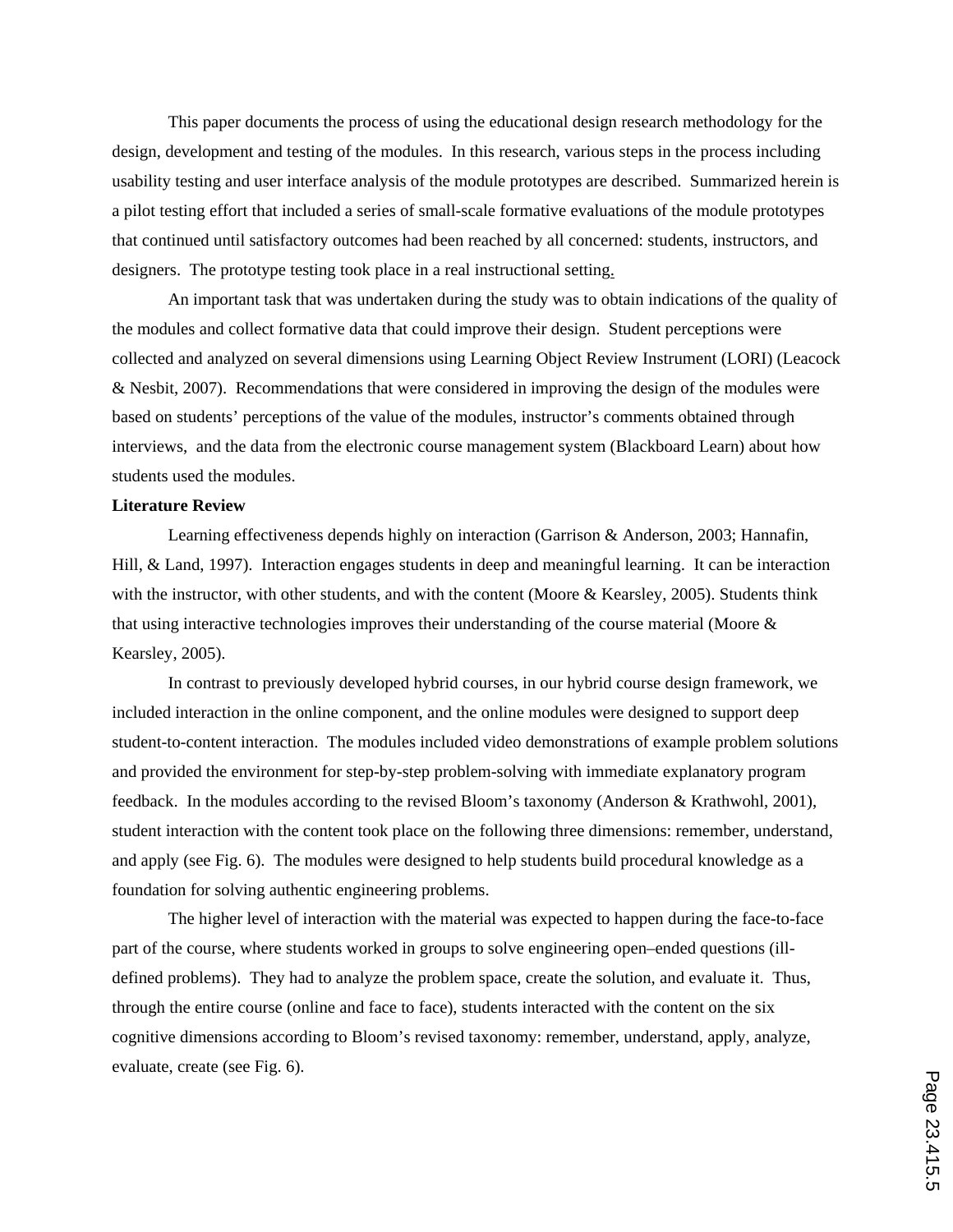This paper documents the process of using the educational design research methodology for the design, development and testing of the modules. In this research, various steps in the process including usability testing and user interface analysis of the module prototypes are described. Summarized herein is a pilot testing effort that included a series of small-scale formative evaluations of the module prototypes that continued until satisfactory outcomes had been reached by all concerned: students, instructors, and designers. The prototype testing took place in a real instructional setting.

An important task that was undertaken during the study was to obtain indications of the quality of the modules and collect formative data that could improve their design. Student perceptions were collected and analyzed on several dimensions using Learning Object Review Instrument (LORI) (Leacock & Nesbit, 2007). Recommendations that were considered in improving the design of the modules were based on students' perceptions of the value of the modules, instructor's comments obtained through interviews, and the data from the electronic course management system (Blackboard Learn) about how students used the modules.

**Literature Review**

Learning effectiveness depends highly on interaction (Garrison & Anderson, 2003; Hannafin, Hill, & Land, 1997). Interaction engages students in deep and meaningful learning. It can be interaction with the instructor, with other students, and with the content (Moore & Kearsley, 2005). Students think that using interactive technologies improves their understanding of the course material (Moore & Kearsley, 2005).

In contrast to previously developed hybrid courses, in our hybrid course design framework, we included interaction in the online component, and the online modules were designed to support deep student-to-content interaction. The modules included video demonstrations of example problem solutions and provided the environment for step-by-step problem-solving with immediate explanatory program feedback. In the modules according to the revised Bloom's taxonomy (Anderson & Krathwohl, 2001), student interaction with the content took place on the following three dimensions: remember, understand, and apply (see Fig. 6). The modules were designed to help students build procedural knowledge as a foundation for solving authentic engineering problems.

The higher level of interaction with the material was expected to happen during the face-to-face part of the course, where students worked in groups to solve engineering open–ended questions (ill-defined problems). They had to analyze the problem space, create the solution, and evaluate it. Thus, through the entire course (online and face to face), students interacted with the content on the six cognitive dimensions according to Bloom's revised taxonomy: remember, understand, apply, analyze, evaluate, create (see Fig. 6).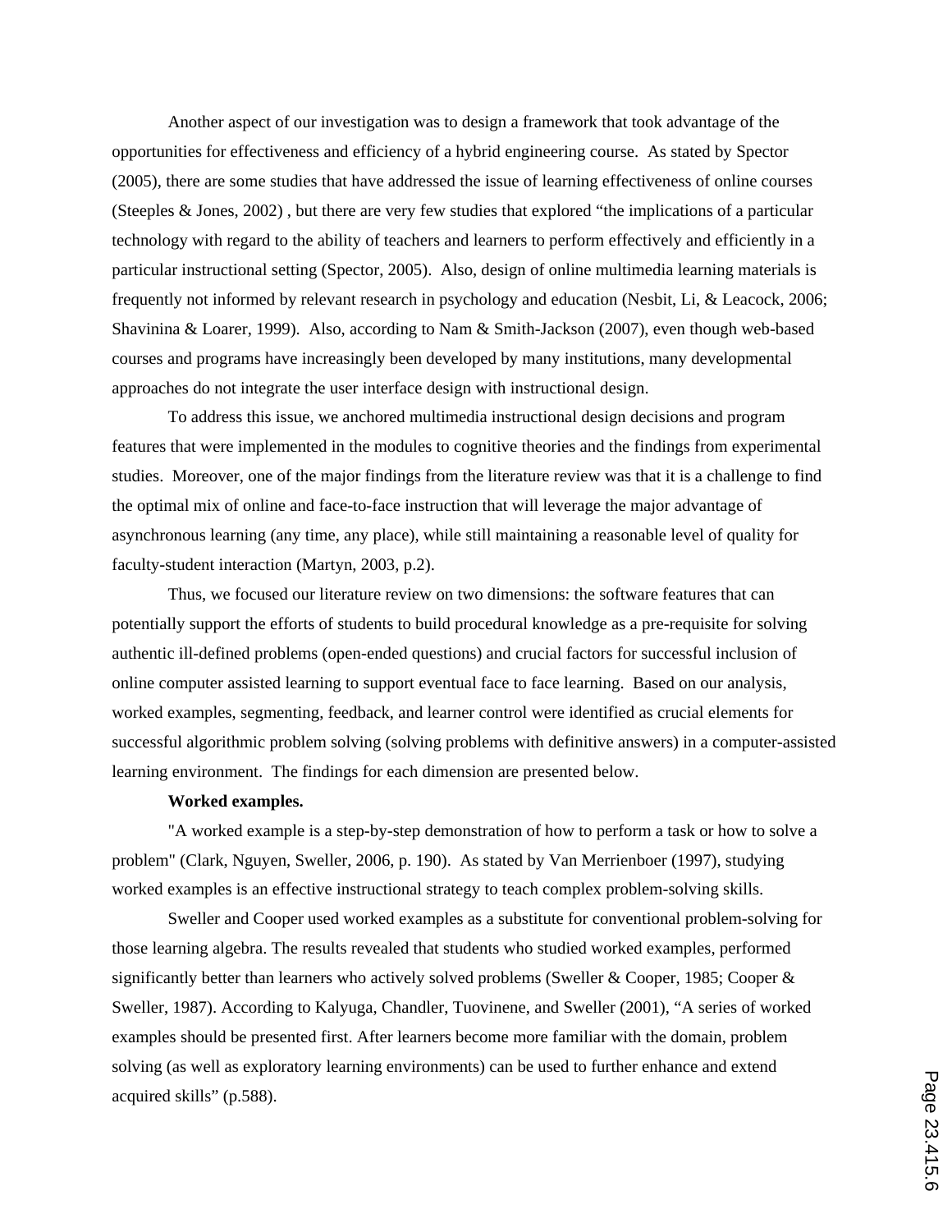Another aspect of our investigation was to design a framework that took advantage of the opportunities for effectiveness and efficiency of a hybrid engineering course. As stated by Spector (2005), there are some studies that have addressed the issue of learning effectiveness of online courses (Steeples & Jones, 2002) , but there are very few studies that explored "the implications of a particular technology with regard to the ability of teachers and learners to perform effectively and efficiently in a particular instructional setting (Spector, 2005). Also, design of online multimedia learning materials is frequently not informed by relevant research in psychology and education (Nesbit, Li, & Leacock, 2006; Shavinina & Loarer, 1999). Also, according to Nam & Smith-Jackson (2007), even though web-based courses and programs have increasingly been developed by many institutions, many developmental approaches do not integrate the user interface design with instructional design.

To address this issue, we anchored multimedia instructional design decisions and program features that were implemented in the modules to cognitive theories and the findings from experimental studies. Moreover, one of the major findings from the literature review was that it is a challenge to find the optimal mix of online and face-to-face instruction that will leverage the major advantage of asynchronous learning (any time, any place), while still maintaining a reasonable level of quality for faculty-student interaction (Martyn, 2003, p.2).

Thus, we focused our literature review on two dimensions: the software features that can potentially support the efforts of students to build procedural knowledge as a pre-requisite for solving authentic ill-defined problems (open-ended questions) and crucial factors for successful inclusion of online computer assisted learning to support eventual face to face learning. Based on our analysis, worked examples, segmenting, feedback, and learner control were identified as crucial elements for successful algorithmic problem solving (solving problems with definitive answers) in a computer-assisted learning environment. The findings for each dimension are presented below.

**Worked examples.**

"A worked example is a step-by-step demonstration of how to perform a task or how to solve a problem" (Clark, Nguyen, Sweller, 2006, p. 190). As stated by Van Merrienboer (1997), studying worked examples is an effective instructional strategy to teach complex problem-solving skills.

Sweller and Cooper used worked examples as a substitute for conventional problem-solving for those learning algebra. The results revealed that students who studied worked examples, performed significantly better than learners who actively solved problems (Sweller & Cooper, 1985; Cooper & Sweller, 1987). According to Kalyuga, Chandler, Tuovinene, and Sweller (2001), "A series of worked examples should be presented first. After learners become more familiar with the domain, problem solving (as well as exploratory learning environments) can be used to further enhance and extend acquired skills" (p.588).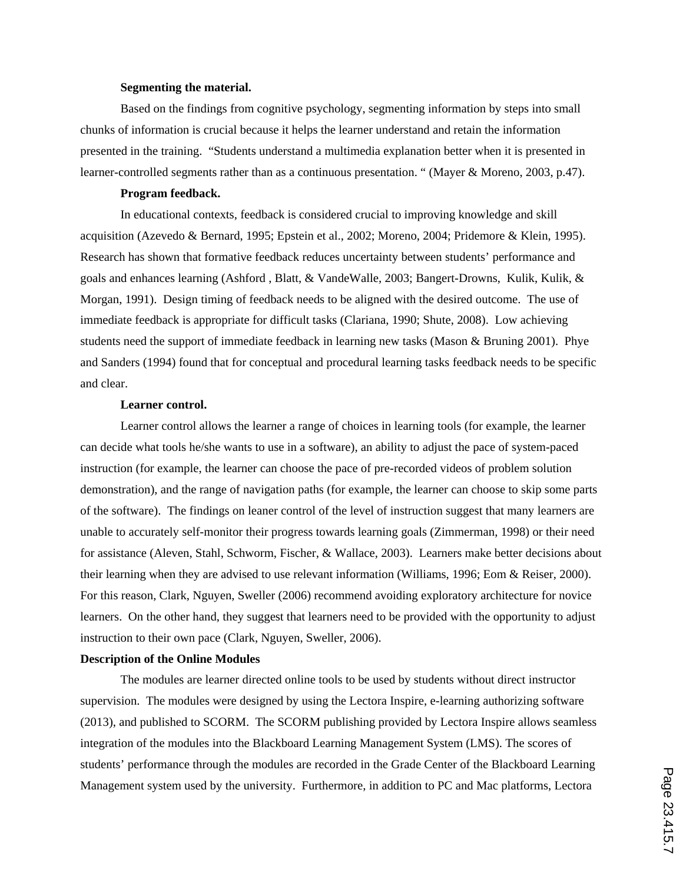**Segmenting the material.**

Based on the findings from cognitive psychology, segmenting information by steps into small chunks of information is crucial because it helps the learner understand and retain the information presented in the training. "Students understand a multimedia explanation better when it is presented in learner-controlled segments rather than as a continuous presentation. " (Mayer & Moreno, 2003, p.47).

**Program feedback.**

In educational contexts, feedback is considered crucial to improving knowledge and skill acquisition (Azevedo & Bernard, 1995; Epstein et al., 2002; Moreno, 2004; Pridemore & Klein, 1995). Research has shown that formative feedback reduces uncertainty between students' performance and goals and enhances learning (Ashford , Blatt, & VandeWalle, 2003; Bangert-Drowns, Kulik, Kulik, & Morgan, 1991). Design timing of feedback needs to be aligned with the desired outcome. The use of immediate feedback is appropriate for difficult tasks (Clariana, 1990; Shute, 2008). Low achieving students need the support of immediate feedback in learning new tasks (Mason & Bruning 2001). Phye and Sanders (1994) found that for conceptual and procedural learning tasks feedback needs to be specific and clear.

**Learner control.**

Learner control allows the learner a range of choices in learning tools (for example, the learner can decide what tools he/she wants to use in a software), an ability to adjust the pace of system-paced instruction (for example, the learner can choose the pace of pre-recorded videos of problem solution demonstration), and the range of navigation paths (for example, the learner can choose to skip some parts of the software). The findings on leaner control of the level of instruction suggest that many learners are unable to accurately self-monitor their progress towards learning goals (Zimmerman, 1998) or their need for assistance (Aleven, Stahl, Schworm, Fischer, & Wallace, 2003). Learners make better decisions about their learning when they are advised to use relevant information (Williams, 1996; Eom & Reiser, 2000). For this reason, Clark, Nguyen, Sweller (2006) recommend avoiding exploratory architecture for novice learners. On the other hand, they suggest that learners need to be provided with the opportunity to adjust instruction to their own pace (Clark, Nguyen, Sweller, 2006).

**Description of the Online Modules**

The modules are learner directed online tools to be used by students without direct instructor supervision. The modules were designed by using the Lectora Inspire, e-learning authorizing software (2013), and published to SCORM. The SCORM publishing provided by Lectora Inspire allows seamless integration of the modules into the Blackboard Learning Management System (LMS). The scores of students' performance through the modules are recorded in the Grade Center of the Blackboard Learning Management system used by the university. Furthermore, in addition to PC and Mac platforms, Lectora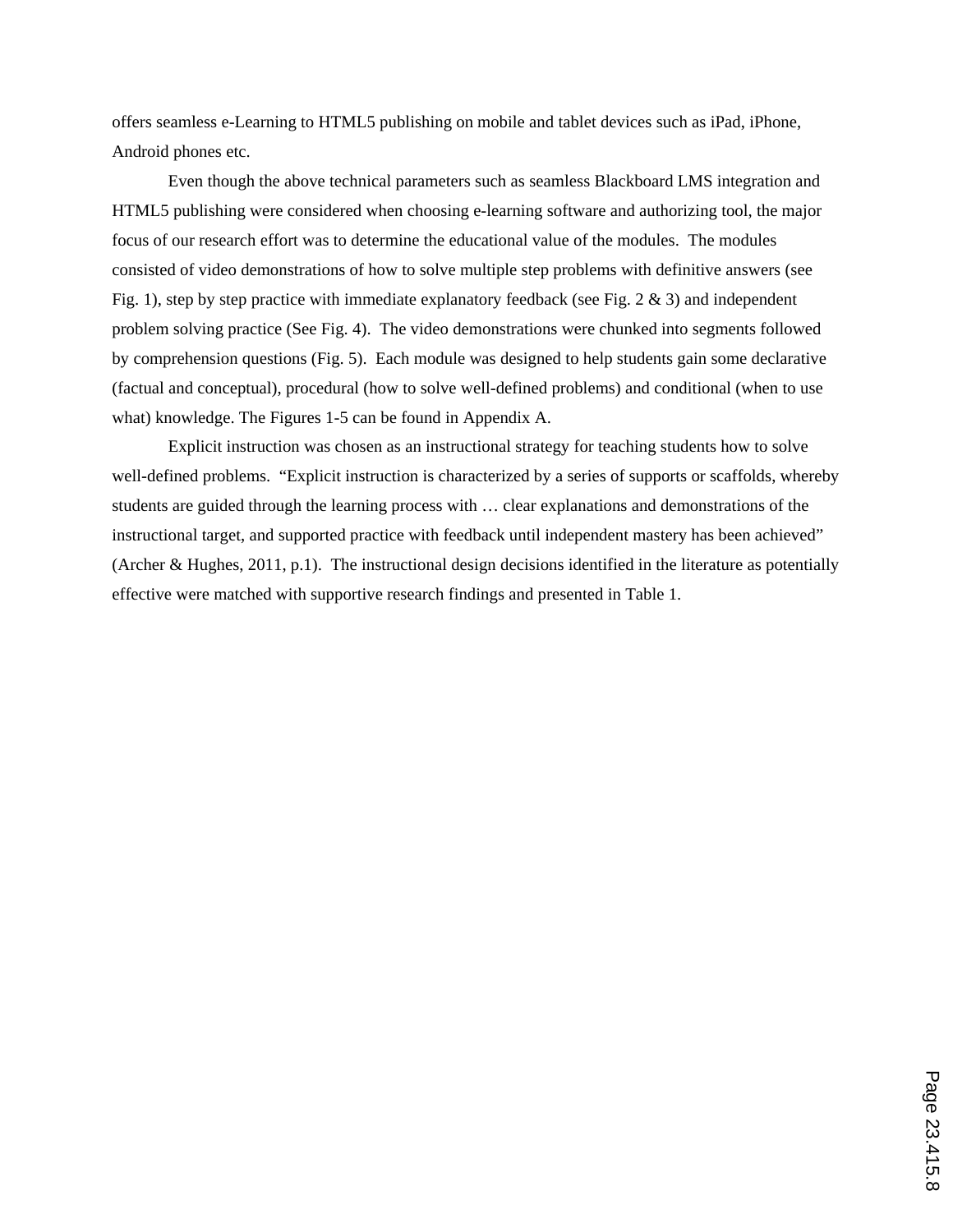offers seamless e-Learning to HTML5 publishing on mobile and tablet devices such as iPad, iPhone, Android phones etc.

Even though the above technical parameters such as seamless Blackboard LMS integration and HTML5 publishing were considered when choosing e-learning software and authorizing tool, the major focus of our research effort was to determine the educational value of the modules. The modules consisted of video demonstrations of how to solve multiple step problems with definitive answers (see Fig. 1), step by step practice with immediate explanatory feedback (see Fig. 2 & 3) and independent problem solving practice (See Fig. 4). The video demonstrations were chunked into segments followed by comprehension questions (Fig. 5). Each module was designed to help students gain some declarative (factual and conceptual), procedural (how to solve well-defined problems) and conditional (when to use what) knowledge. The Figures 1-5 can be found in Appendix A.

Explicit instruction was chosen as an instructional strategy for teaching students how to solve well-defined problems. "Explicit instruction is characterized by a series of supports or scaffolds, whereby students are guided through the learning process with … clear explanations and demonstrations of the instructional target, and supported practice with feedback until independent mastery has been achieved" (Archer & Hughes, 2011, p.1). The instructional design decisions identified in the literature as potentially effective were matched with supportive research findings and presented in Table 1.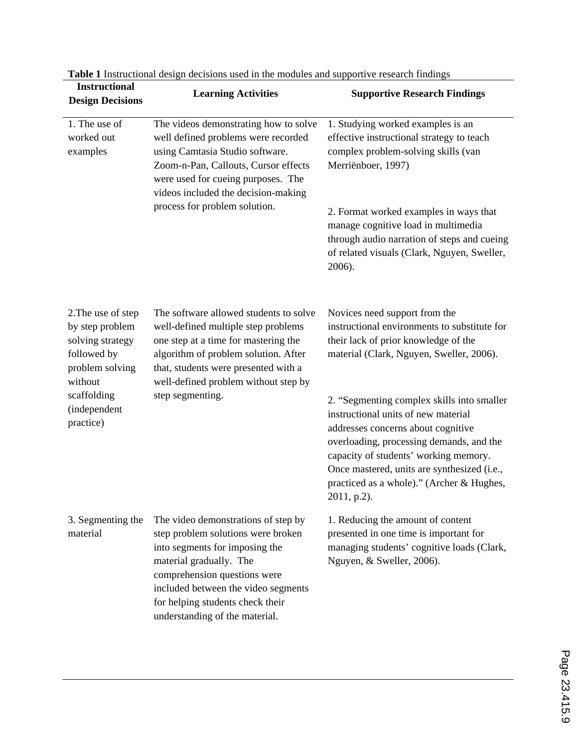**Table 1** Instructional design decisions used in the modules and supportive research findings

| Instructional Design Decisions | Learning Activities | Supportive Research Findings |
|---|---|---|
| 1. The use of worked out examples | The videos demonstrating how to solve well defined problems were recorded using Camtasia Studio software. Zoom-n-Pan, Callouts, Cursor effects were used for cueing purposes. The videos included the decision-making process for problem solution. | 1. Studying worked examples is an effective instructional strategy to teach complex problem-solving skills (van Merriënboer, 1997)<br><br>2. Format worked examples in ways that manage cognitive load in multimedia through audio narration of steps and cueing of related visuals (Clark, Nguyen, Sweller, 2006). |
| 2.The use of step by step problem solving strategy followed by problem solving without scaffolding (independent practice) | The software allowed students to solve well-defined multiple step problems one step at a time for mastering the algorithm of problem solution. After that, students were presented with a well-defined problem without step by step segmenting. | Novices need support from the instructional environments to substitute for their lack of prior knowledge of the material (Clark, Nguyen, Sweller, 2006).<br><br>2. "Segmenting complex skills into smaller instructional units of new material addresses concerns about cognitive overloading, processing demands, and the capacity of students' working memory. Once mastered, units are synthesized (i.e., practiced as a whole)." (Archer & Hughes, 2011, p.2). |
| 3. Segmenting the material | The video demonstrations of step by step problem solutions were broken into segments for imposing the material gradually. The comprehension questions were included between the video segments for helping students check their understanding of the material. | 1. Reducing the amount of content presented in one time is important for managing students' cognitive loads (Clark, Nguyen, & Sweller, 2006). |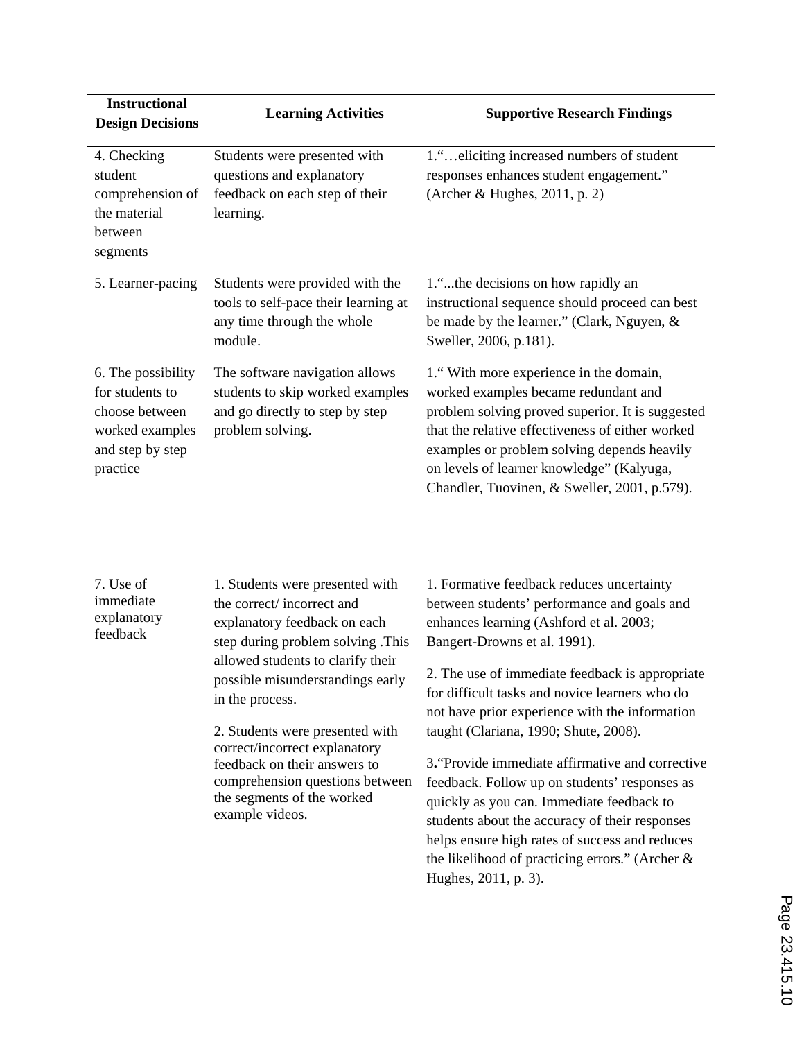| Instructional Design Decisions | Learning Activities | Supportive Research Findings |
|---|---|---|
| 4. Checking student comprehension of the material between segments | Students were presented with questions and explanatory feedback on each step of their learning. | 1."…eliciting increased numbers of student responses enhances student engagement." (Archer & Hughes, 2011, p. 2) |
| 5. Learner-pacing | Students were provided with the tools to self-pace their learning at any time through the whole module. | 1."...the decisions on how rapidly an instructional sequence should proceed can best be made by the learner." (Clark, Nguyen, & Sweller, 2006, p.181). |
| 6. The possibility for students to choose between worked examples and step by step practice | The software navigation allows students to skip worked examples and go directly to step by step problem solving. | 1." With more experience in the domain, worked examples became redundant and problem solving proved superior. It is suggested that the relative effectiveness of either worked examples or problem solving depends heavily on levels of learner knowledge" (Kalyuga, Chandler, Tuovinen, & Sweller, 2001, p.579). |
| 7. Use of immediate explanatory feedback | 1. Students were presented with the correct/ incorrect and explanatory feedback on each step during problem solving .This allowed students to clarify their possible misunderstandings early in the process.<br><br>2. Students were presented with correct/incorrect explanatory feedback on their answers to comprehension questions between the segments of the worked example videos. | 1. Formative feedback reduces uncertainty between students' performance and goals and enhances learning (Ashford et al. 2003; Bangert-Drowns et al. 1991).<br><br>2. The use of immediate feedback is appropriate for difficult tasks and novice learners who do not have prior experience with the information taught (Clariana, 1990; Shute, 2008).<br><br>3."Provide immediate affirmative and corrective feedback. Follow up on students' responses as quickly as you can. Immediate feedback to students about the accuracy of their responses helps ensure high rates of success and reduces the likelihood of practicing errors." (Archer & Hughes, 2011, p. 3). |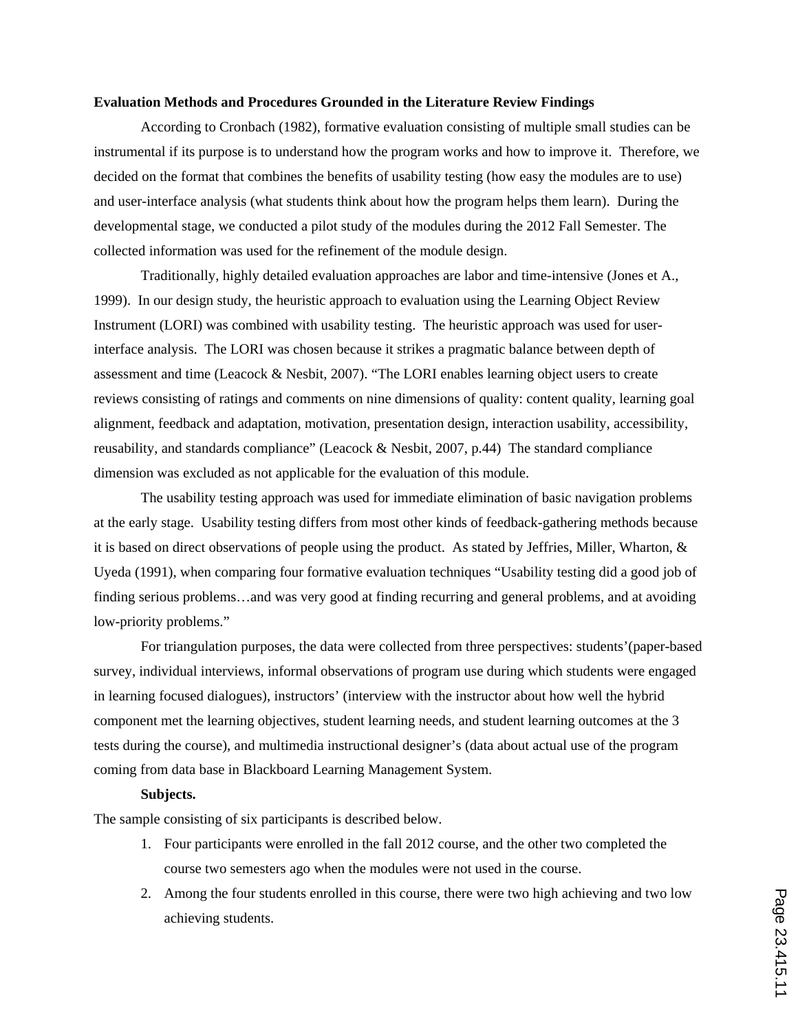**Evaluation Methods and Procedures Grounded in the Literature Review Findings**

According to Cronbach (1982), formative evaluation consisting of multiple small studies can be instrumental if its purpose is to understand how the program works and how to improve it. Therefore, we decided on the format that combines the benefits of usability testing (how easy the modules are to use) and user-interface analysis (what students think about how the program helps them learn). During the developmental stage, we conducted a pilot study of the modules during the 2012 Fall Semester. The collected information was used for the refinement of the module design.

Traditionally, highly detailed evaluation approaches are labor and time-intensive (Jones et A., 1999). In our design study, the heuristic approach to evaluation using the Learning Object Review Instrument (LORI) was combined with usability testing. The heuristic approach was used for user-interface analysis. The LORI was chosen because it strikes a pragmatic balance between depth of assessment and time (Leacock & Nesbit, 2007). "The LORI enables learning object users to create reviews consisting of ratings and comments on nine dimensions of quality: content quality, learning goal alignment, feedback and adaptation, motivation, presentation design, interaction usability, accessibility, reusability, and standards compliance" (Leacock & Nesbit, 2007, p.44) The standard compliance dimension was excluded as not applicable for the evaluation of this module.

The usability testing approach was used for immediate elimination of basic navigation problems at the early stage. Usability testing differs from most other kinds of feedback-gathering methods because it is based on direct observations of people using the product. As stated by Jeffries, Miller, Wharton, & Uyeda (1991), when comparing four formative evaluation techniques "Usability testing did a good job of finding serious problems…and was very good at finding recurring and general problems, and at avoiding low-priority problems."

For triangulation purposes, the data were collected from three perspectives: students'(paper-based survey, individual interviews, informal observations of program use during which students were engaged in learning focused dialogues), instructors' (interview with the instructor about how well the hybrid component met the learning objectives, student learning needs, and student learning outcomes at the 3 tests during the course), and multimedia instructional designer's (data about actual use of the program coming from data base in Blackboard Learning Management System.

**Subjects.**

The sample consisting of six participants is described below.

1. Four participants were enrolled in the fall 2012 course, and the other two completed the course two semesters ago when the modules were not used in the course.
2. Among the four students enrolled in this course, there were two high achieving and two low achieving students.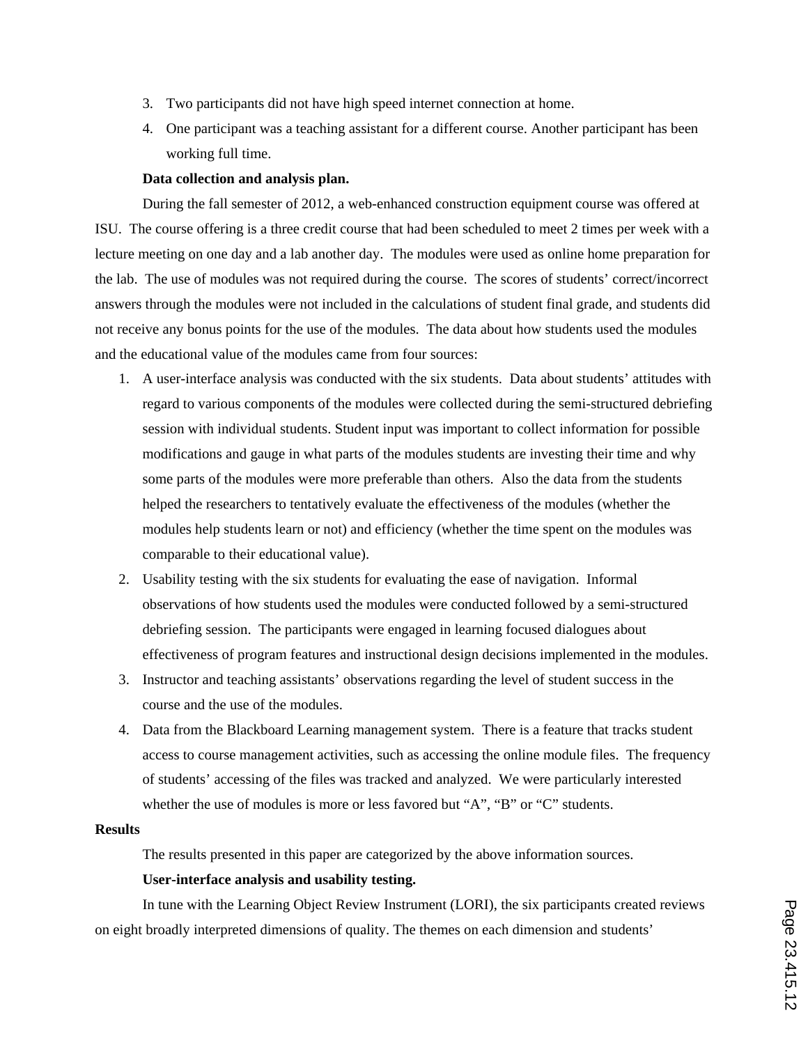3. Two participants did not have high speed internet connection at home.
4. One participant was a teaching assistant for a different course. Another participant has been working full time.

**Data collection and analysis plan.**

During the fall semester of 2012, a web-enhanced construction equipment course was offered at ISU. The course offering is a three credit course that had been scheduled to meet 2 times per week with a lecture meeting on one day and a lab another day. The modules were used as online home preparation for the lab. The use of modules was not required during the course. The scores of students' correct/incorrect answers through the modules were not included in the calculations of student final grade, and students did not receive any bonus points for the use of the modules. The data about how students used the modules and the educational value of the modules came from four sources:

1. A user-interface analysis was conducted with the six students. Data about students' attitudes with regard to various components of the modules were collected during the semi-structured debriefing session with individual students. Student input was important to collect information for possible modifications and gauge in what parts of the modules students are investing their time and why some parts of the modules were more preferable than others. Also the data from the students helped the researchers to tentatively evaluate the effectiveness of the modules (whether the modules help students learn or not) and efficiency (whether the time spent on the modules was comparable to their educational value).
2. Usability testing with the six students for evaluating the ease of navigation. Informal observations of how students used the modules were conducted followed by a semi-structured debriefing session. The participants were engaged in learning focused dialogues about effectiveness of program features and instructional design decisions implemented in the modules.
3. Instructor and teaching assistants' observations regarding the level of student success in the course and the use of the modules.
4. Data from the Blackboard Learning management system. There is a feature that tracks student access to course management activities, such as accessing the online module files. The frequency of students' accessing of the files was tracked and analyzed. We were particularly interested whether the use of modules is more or less favored but "A", "B" or "C" students.

## Results

The results presented in this paper are categorized by the above information sources.

**User-interface analysis and usability testing.**

In tune with the Learning Object Review Instrument (LORI), the six participants created reviews on eight broadly interpreted dimensions of quality. The themes on each dimension and students'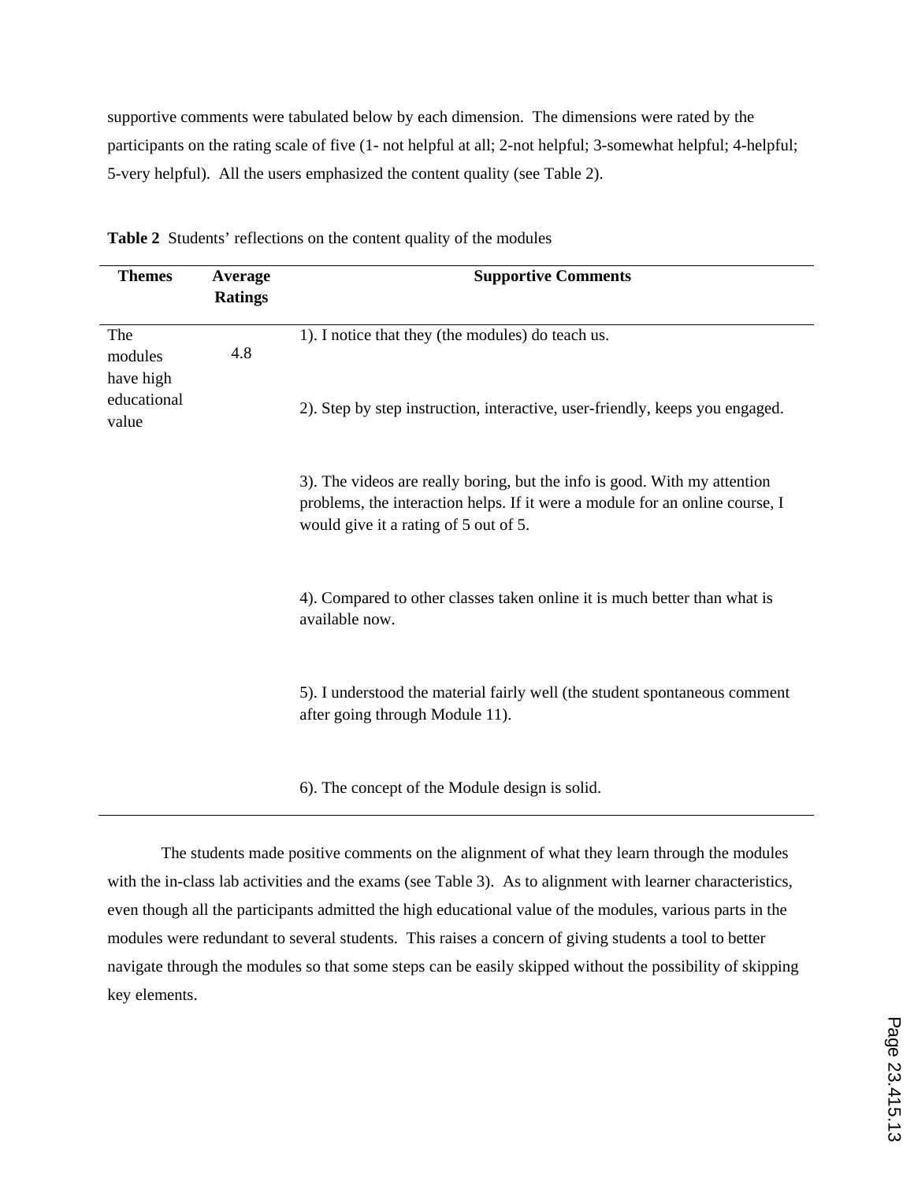supportive comments were tabulated below by each dimension. The dimensions were rated by the participants on the rating scale of five (1- not helpful at all; 2-not helpful; 3-somewhat helpful; 4-helpful; 5-very helpful). All the users emphasized the content quality (see Table 2).

**Table 2** Students' reflections on the content quality of the modules

| Themes | Average Ratings | Supportive Comments |
|---|---|---|
| The modules have high educational value | 4.8 | 1). I notice that they (the modules) do teach us. |
| | | 2). Step by step instruction, interactive, user-friendly, keeps you engaged. |
| | | 3). The videos are really boring, but the info is good. With my attention problems, the interaction helps. If it were a module for an online course, I would give it a rating of 5 out of 5. |
| | | 4). Compared to other classes taken online it is much better than what is available now. |
| | | 5). I understood the material fairly well (the student spontaneous comment after going through Module 11). |
| | | 6). The concept of the Module design is solid. |

The students made positive comments on the alignment of what they learn through the modules with the in-class lab activities and the exams (see Table 3). As to alignment with learner characteristics, even though all the participants admitted the high educational value of the modules, various parts in the modules were redundant to several students. This raises a concern of giving students a tool to better navigate through the modules so that some steps can be easily skipped without the possibility of skipping key elements.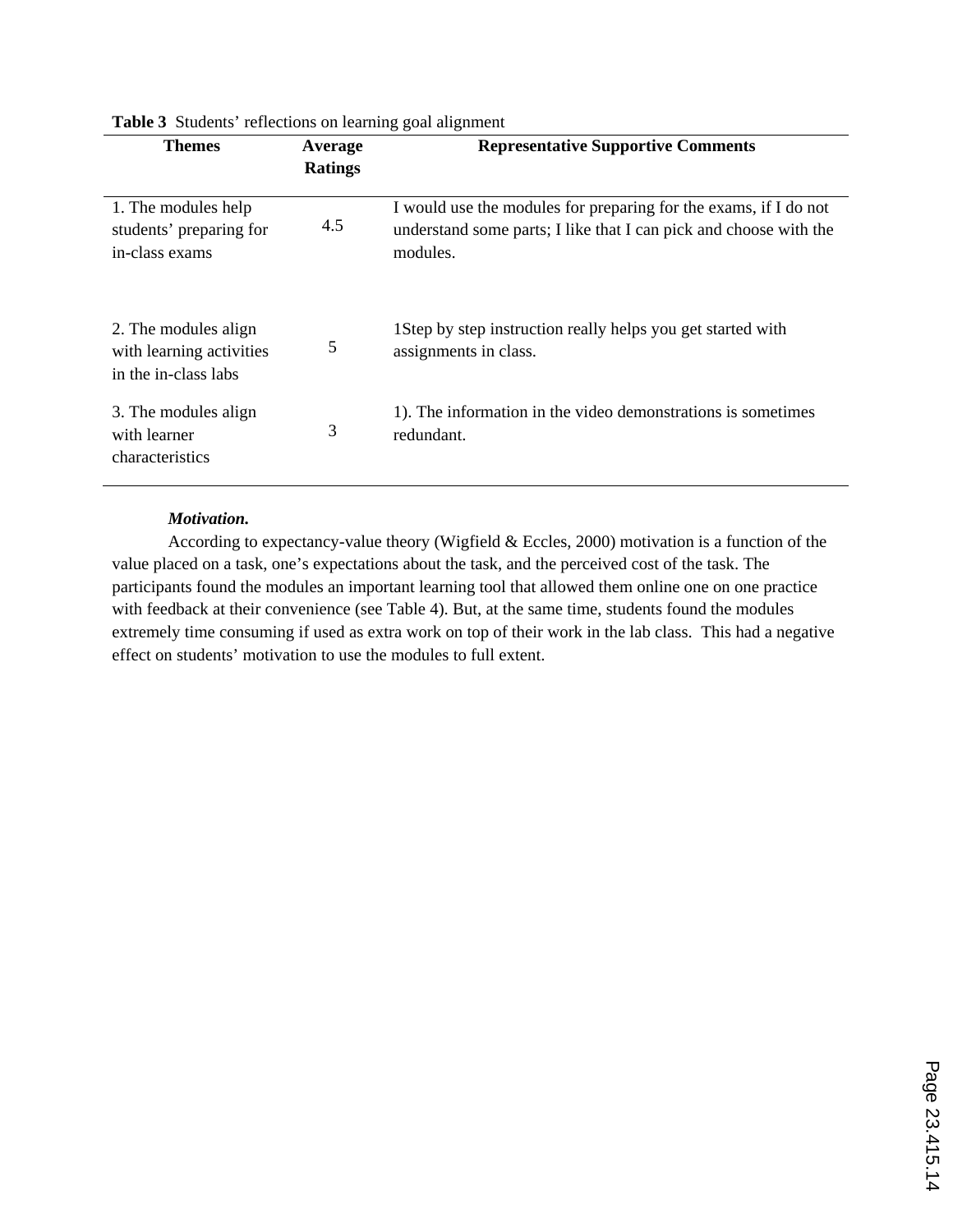**Table 3** Students' reflections on learning goal alignment

| Themes | Average Ratings | Representative Supportive Comments |
|---|---|---|
| 1. The modules help students' preparing for in-class exams | 4.5 | I would use the modules for preparing for the exams, if I do not understand some parts; I like that I can pick and choose with the modules. |
| 2. The modules align with learning activities in the in-class labs | 5 | 1Step by step instruction really helps you get started with assignments in class. |
| 3. The modules align with learner characteristics | 3 | 1). The information in the video demonstrations is sometimes redundant. |

***Motivation.***

According to expectancy-value theory (Wigfield & Eccles, 2000) motivation is a function of the value placed on a task, one's expectations about the task, and the perceived cost of the task. The participants found the modules an important learning tool that allowed them online one on one practice with feedback at their convenience (see Table 4). But, at the same time, students found the modules extremely time consuming if used as extra work on top of their work in the lab class. This had a negative effect on students' motivation to use the modules to full extent.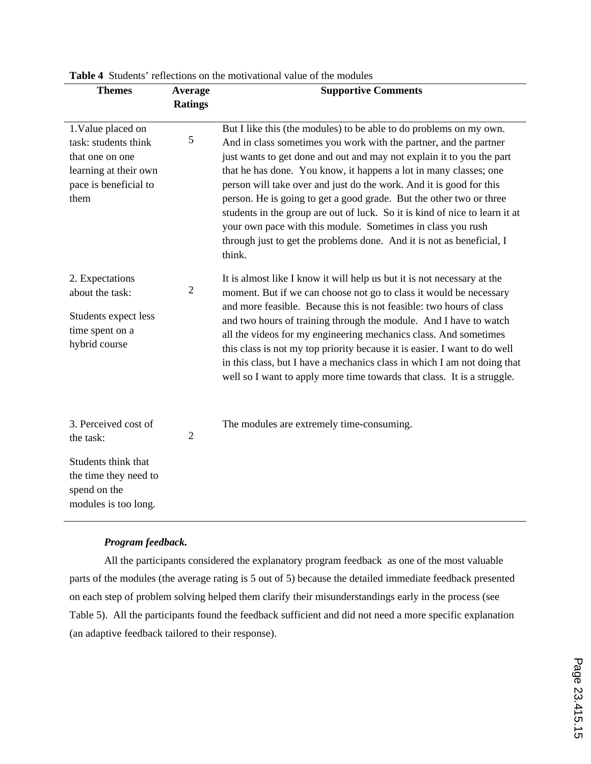**Table 4** Students' reflections on the motivational value of the modules

| Themes | Average Ratings | Supportive Comments |
|---|---|---|
| 1.Value placed on task: students think that one on one learning at their own pace is beneficial to them | 5 | But I like this (the modules) to be able to do problems on my own. And in class sometimes you work with the partner, and the partner just wants to get done and out and may not explain it to you the part that he has done. You know, it happens a lot in many classes; one person will take over and just do the work. And it is good for this person. He is going to get a good grade. But the other two or three students in the group are out of luck. So it is kind of nice to learn it at your own pace with this module. Sometimes in class you rush through just to get the problems done. And it is not as beneficial, I think. |
| 2. Expectations about the task: Students expect less time spent on a hybrid course | 2 | It is almost like I know it will help us but it is not necessary at the moment. But if we can choose not go to class it would be necessary and more feasible. Because this is not feasible: two hours of class and two hours of training through the module. And I have to watch all the videos for my engineering mechanics class. And sometimes this class is not my top priority because it is easier. I want to do well in this class, but I have a mechanics class in which I am not doing that well so I want to apply more time towards that class. It is a struggle. |
| 3. Perceived cost of the task: Students think that the time they need to spend on the modules is too long. | 2 | The modules are extremely time-consuming. |

***Program feedback.***

All the participants considered the explanatory program feedback as one of the most valuable parts of the modules (the average rating is 5 out of 5) because the detailed immediate feedback presented on each step of problem solving helped them clarify their misunderstandings early in the process (see Table 5). All the participants found the feedback sufficient and did not need a more specific explanation (an adaptive feedback tailored to their response).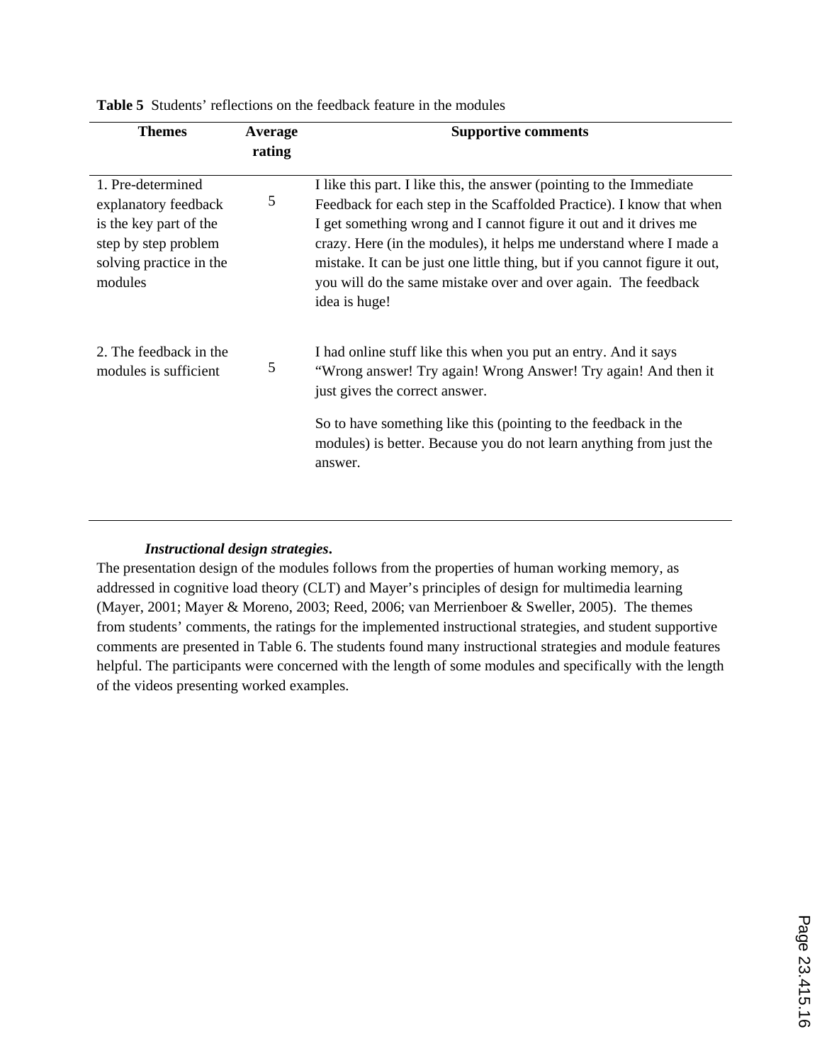**Table 5** Students' reflections on the feedback feature in the modules

| Themes | Average rating | Supportive comments |
|---|---|---|
| 1. Pre-determined explanatory feedback is the key part of the step by step problem solving practice in the modules | 5 | I like this part. I like this, the answer (pointing to the Immediate Feedback for each step in the Scaffolded Practice). I know that when I get something wrong and I cannot figure it out and it drives me crazy. Here (in the modules), it helps me understand where I made a mistake. It can be just one little thing, but if you cannot figure it out, you will do the same mistake over and over again. The feedback idea is huge! |
| 2. The feedback in the modules is sufficient | 5 | I had online stuff like this when you put an entry. And it says "Wrong answer! Try again! Wrong Answer! Try again! And then it just gives the correct answer. So to have something like this (pointing to the feedback in the modules) is better. Because you do not learn anything from just the answer. |

***Instructional design strategies*.**

The presentation design of the modules follows from the properties of human working memory, as addressed in cognitive load theory (CLT) and Mayer's principles of design for multimedia learning (Mayer, 2001; Mayer & Moreno, 2003; Reed, 2006; van Merrienboer & Sweller, 2005). The themes from students' comments, the ratings for the implemented instructional strategies, and student supportive comments are presented in Table 6. The students found many instructional strategies and module features helpful. The participants were concerned with the length of some modules and specifically with the length of the videos presenting worked examples.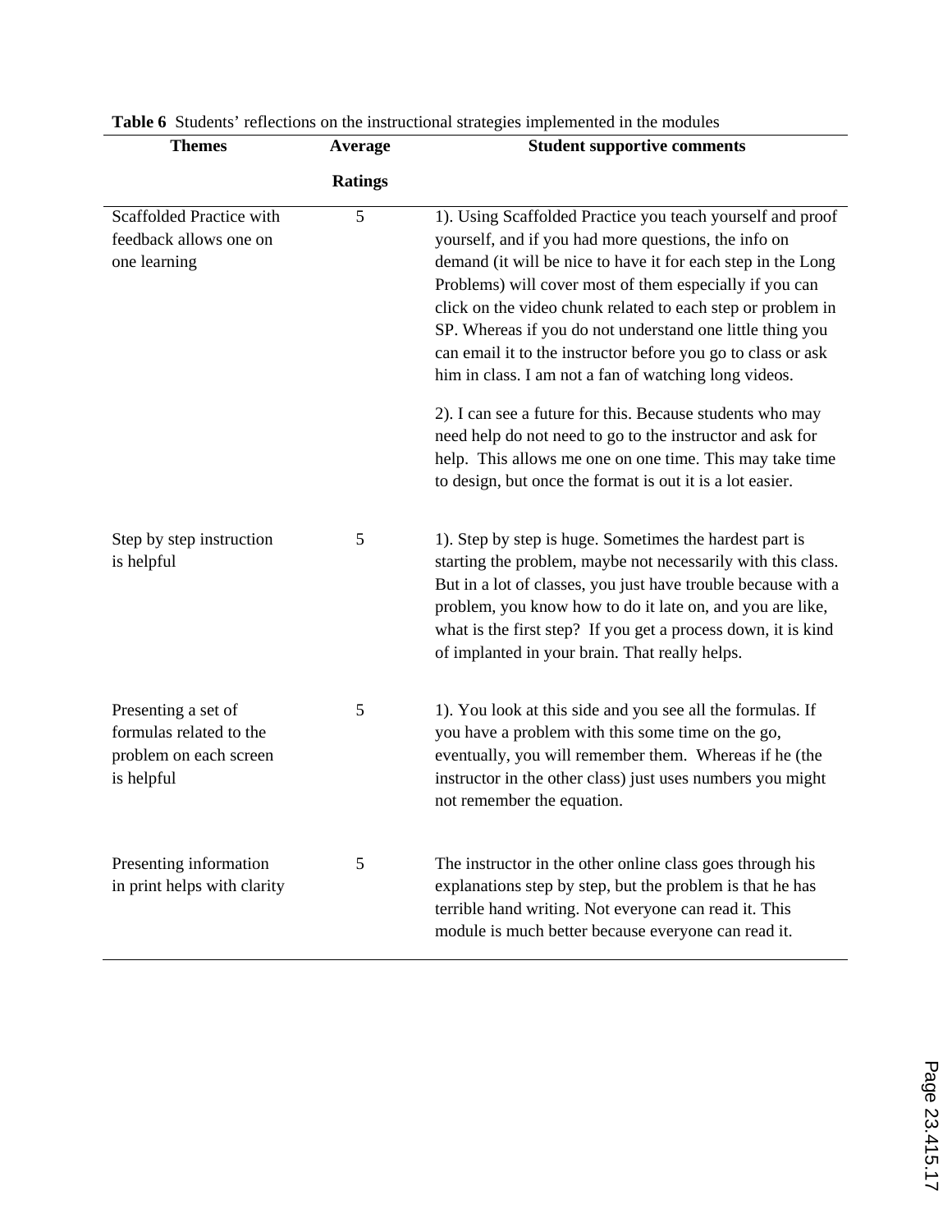**Table 6** Students' reflections on the instructional strategies implemented in the modules

| Themes | Average Ratings | Student supportive comments |
|---|---|---|
| Scaffolded Practice with feedback allows one on one learning | 5 | 1). Using Scaffolded Practice you teach yourself and proof yourself, and if you had more questions, the info on demand (it will be nice to have it for each step in the Long Problems) will cover most of them especially if you can click on the video chunk related to each step or problem in SP. Whereas if you do not understand one little thing you can email it to the instructor before you go to class or ask him in class. I am not a fan of watching long videos.<br><br>2). I can see a future for this. Because students who may need help do not need to go to the instructor and ask for help. This allows me one on one time. This may take time to design, but once the format is out it is a lot easier. |
| Step by step instruction is helpful | 5 | 1). Step by step is huge. Sometimes the hardest part is starting the problem, maybe not necessarily with this class. But in a lot of classes, you just have trouble because with a problem, you know how to do it late on, and you are like, what is the first step? If you get a process down, it is kind of implanted in your brain. That really helps. |
| Presenting a set of formulas related to the problem on each screen is helpful | 5 | 1). You look at this side and you see all the formulas. If you have a problem with this some time on the go, eventually, you will remember them. Whereas if he (the instructor in the other class) just uses numbers you might not remember the equation. |
| Presenting information in print helps with clarity | 5 | The instructor in the other online class goes through his explanations step by step, but the problem is that he has terrible hand writing. Not everyone can read it. This module is much better because everyone can read it. |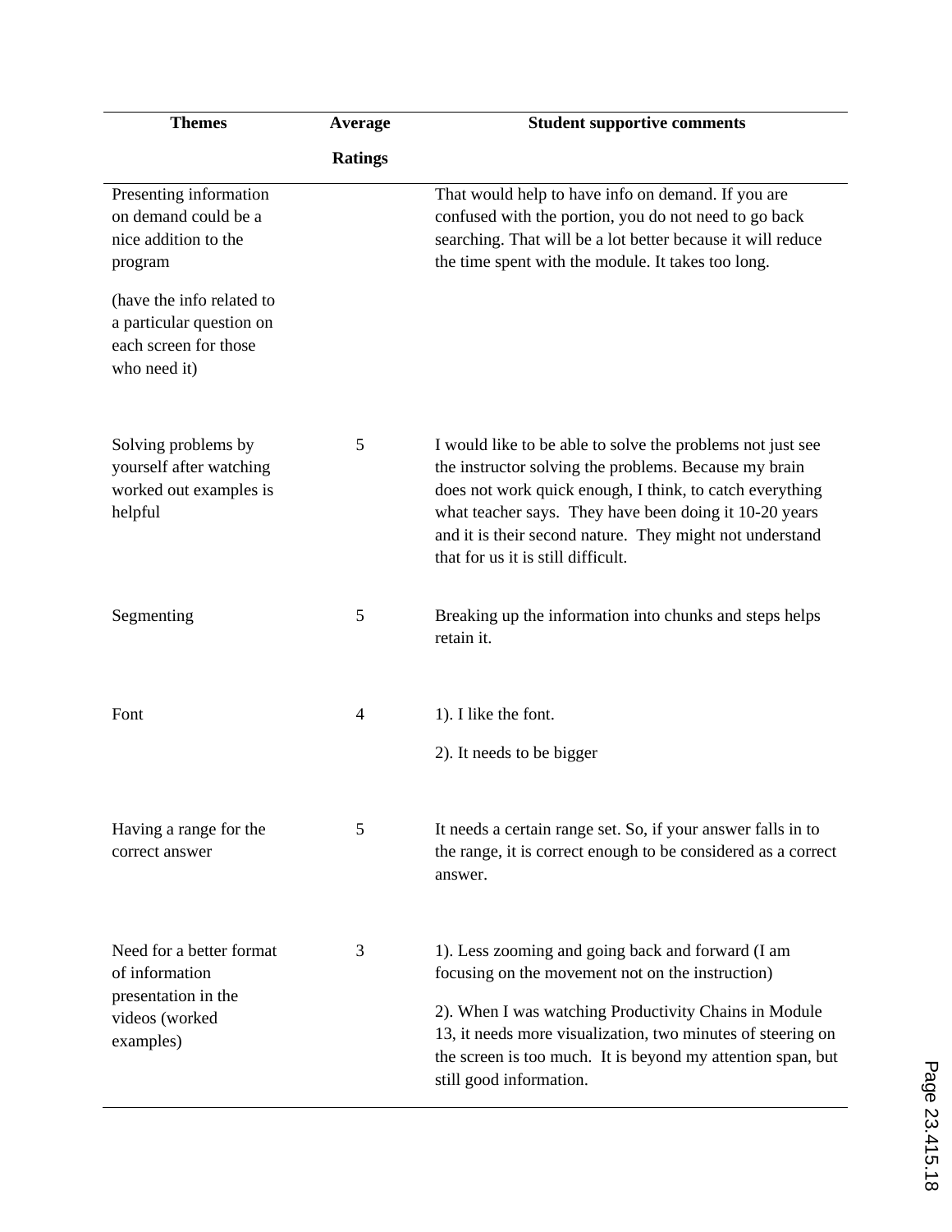| Themes | Average Ratings | Student supportive comments |
| --- | --- | --- |
| Presenting information on demand could be a nice addition to the program (have the info related to a particular question on each screen for those who need it) | | That would help to have info on demand. If you are confused with the portion, you do not need to go back searching. That will be a lot better because it will reduce the time spent with the module. It takes too long. |
| Solving problems by yourself after watching worked out examples is helpful | 5 | I would like to be able to solve the problems not just see the instructor solving the problems. Because my brain does not work quick enough, I think, to catch everything what teacher says. They have been doing it 10-20 years and it is their second nature. They might not understand that for us it is still difficult. |
| Segmenting | 5 | Breaking up the information into chunks and steps helps retain it. |
| Font | 4 | 1). I like the font. 2). It needs to be bigger |
| Having a range for the correct answer | 5 | It needs a certain range set. So, if your answer falls in to the range, it is correct enough to be considered as a correct answer. |
| Need for a better format of information presentation in the videos (worked examples) | 3 | 1). Less zooming and going back and forward (I am focusing on the movement not on the instruction) 2). When I was watching Productivity Chains in Module 13, it needs more visualization, two minutes of steering on the screen is too much. It is beyond my attention span, but still good information. |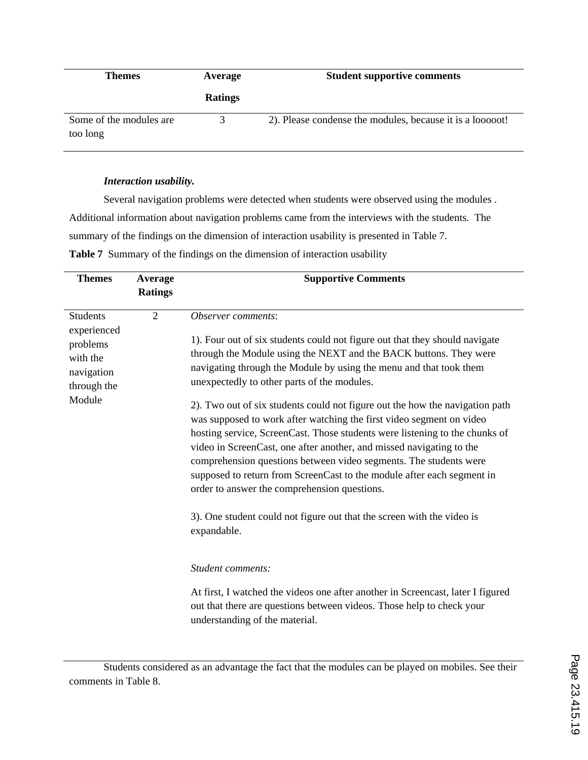| Themes | Average Ratings | Student supportive comments |
|---|---|---|
| Some of the modules are too long | 3 | 2). Please condense the modules, because it is a looooot! |

***Interaction usability.***

Several navigation problems were detected when students were observed using the modules . Additional information about navigation problems came from the interviews with the students. The summary of the findings on the dimension of interaction usability is presented in Table 7.

**Table 7** Summary of the findings on the dimension of interaction usability

| Themes | Average Ratings | Supportive Comments |
|---|---|---|
| Students experienced problems with the navigation through the Module | 2 | *Observer comments*:<br><br>1). Four out of six students could not figure out that they should navigate through the Module using the NEXT and the BACK buttons. They were navigating through the Module by using the menu and that took them unexpectedly to other parts of the modules.<br><br>2). Two out of six students could not figure out the how the navigation path was supposed to work after watching the first video segment on video hosting service, ScreenCast. Those students were listening to the chunks of video in ScreenCast, one after another, and missed navigating to the comprehension questions between video segments. The students were supposed to return from ScreenCast to the module after each segment in order to answer the comprehension questions.<br><br>3). One student could not figure out that the screen with the video is expandable.<br><br>*Student comments:*<br><br>At first, I watched the videos one after another in Screencast, later I figured out that there are questions between videos. Those help to check your understanding of the material. |

Students considered as an advantage the fact that the modules can be played on mobiles. See their comments in Table 8.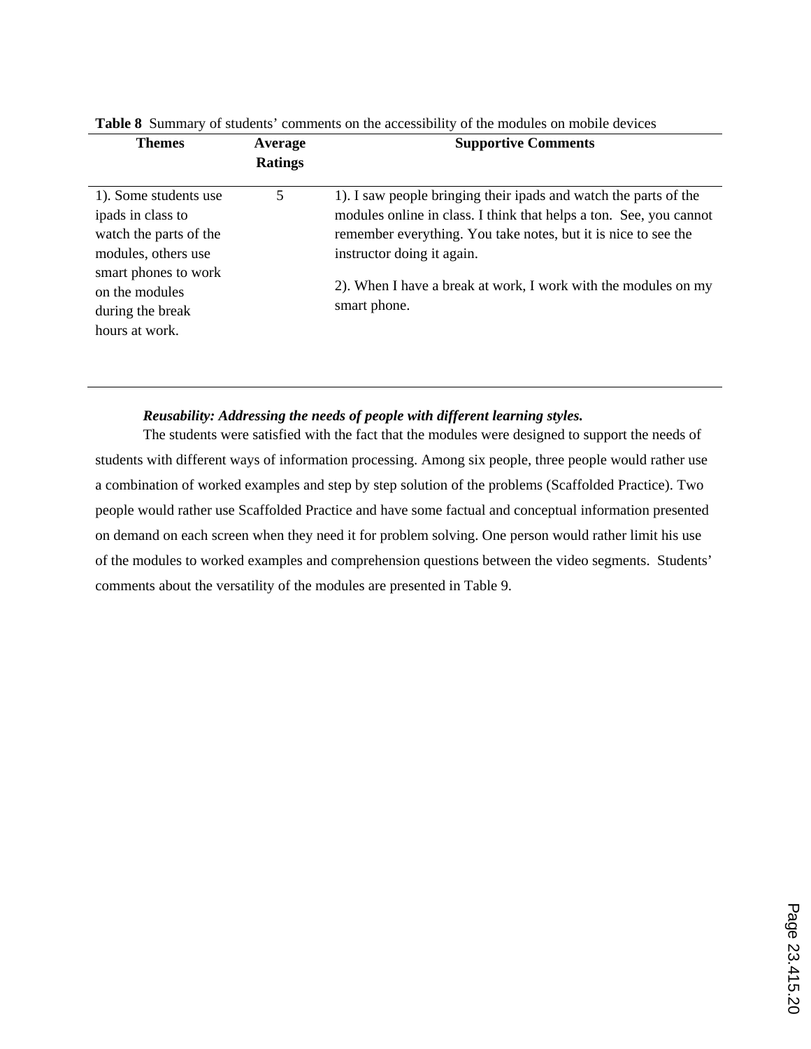**Table 8** Summary of students' comments on the accessibility of the modules on mobile devices

| Themes | Average Ratings | Supportive Comments |
|---|---|---|
| 1). Some students use ipads in class to watch the parts of the modules, others use smart phones to work on the modules during the break hours at work. | 5 | 1). I saw people bringing their ipads and watch the parts of the modules online in class. I think that helps a ton. See, you cannot remember everything. You take notes, but it is nice to see the instructor doing it again.<br>2). When I have a break at work, I work with the modules on my smart phone. |

***Reusability: Addressing the needs of people with different learning styles.***

The students were satisfied with the fact that the modules were designed to support the needs of students with different ways of information processing. Among six people, three people would rather use a combination of worked examples and step by step solution of the problems (Scaffolded Practice). Two people would rather use Scaffolded Practice and have some factual and conceptual information presented on demand on each screen when they need it for problem solving. One person would rather limit his use of the modules to worked examples and comprehension questions between the video segments. Students' comments about the versatility of the modules are presented in Table 9.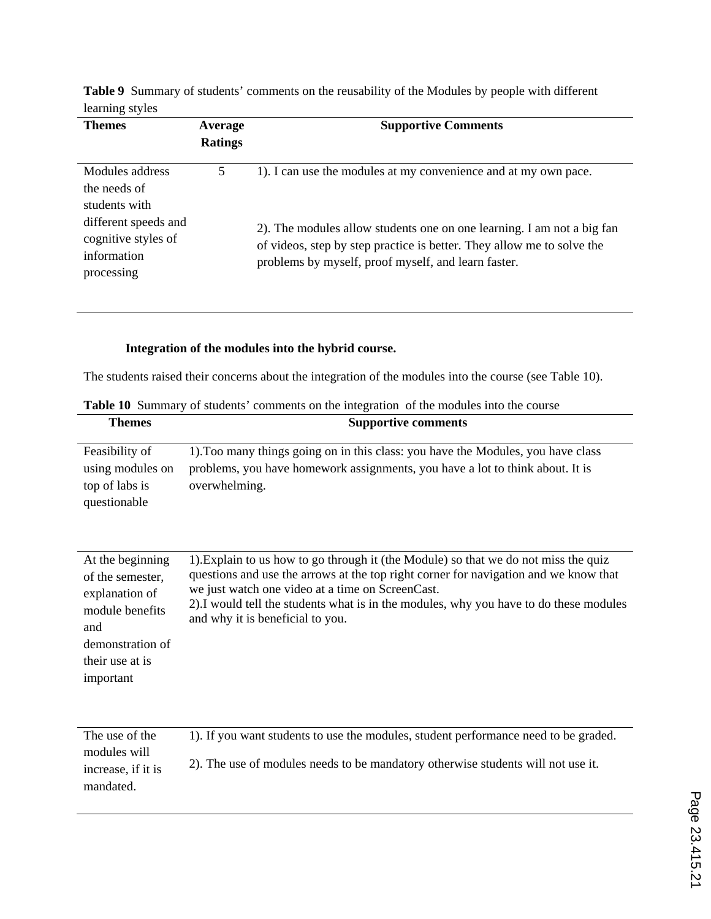**Table 9** Summary of students' comments on the reusability of the Modules by people with different learning styles

| Themes | Average Ratings | Supportive Comments |
| --- | --- | --- |
| Modules address the needs of students with different speeds and cognitive styles of information processing | 5 | 1). I can use the modules at my convenience and at my own pace.<br><br>2). The modules allow students one on one learning. I am not a big fan of videos, step by step practice is better. They allow me to solve the problems by myself, proof myself, and learn faster. |

**Integration of the modules into the hybrid course.**

The students raised their concerns about the integration of the modules into the course (see Table 10).

**Table 10** Summary of students' comments on the integration of the modules into the course

| Themes | Supportive comments |
| --- | --- |
| Feasibility of using modules on top of labs is questionable | 1).Too many things going on in this class: you have the Modules, you have class problems, you have homework assignments, you have a lot to think about. It is overwhelming. |
| At the beginning of the semester, explanation of module benefits and demonstration of their use at is important | 1).Explain to us how to go through it (the Module) so that we do not miss the quiz questions and use the arrows at the top right corner for navigation and we know that we just watch one video at a time on ScreenCast.<br>2).I would tell the students what is in the modules, why you have to do these modules and why it is beneficial to you. |
| The use of the modules will increase, if it is mandated. | 1). If you want students to use the modules, student performance need to be graded.<br><br>2). The use of modules needs to be mandatory otherwise students will not use it. |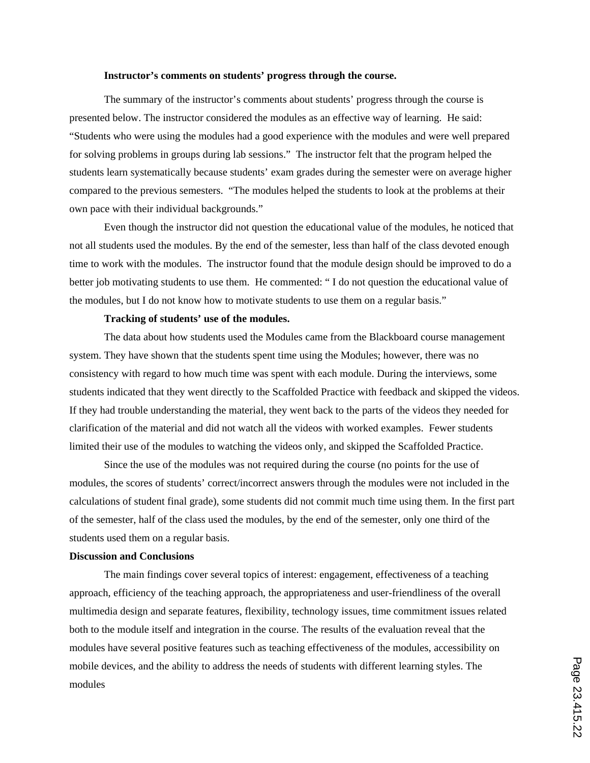**Instructor's comments on students' progress through the course.**

The summary of the instructor's comments about students' progress through the course is presented below. The instructor considered the modules as an effective way of learning. He said: "Students who were using the modules had a good experience with the modules and were well prepared for solving problems in groups during lab sessions." The instructor felt that the program helped the students learn systematically because students' exam grades during the semester were on average higher compared to the previous semesters. "The modules helped the students to look at the problems at their own pace with their individual backgrounds."

Even though the instructor did not question the educational value of the modules, he noticed that not all students used the modules. By the end of the semester, less than half of the class devoted enough time to work with the modules. The instructor found that the module design should be improved to do a better job motivating students to use them. He commented: " I do not question the educational value of the modules, but I do not know how to motivate students to use them on a regular basis."

**Tracking of students' use of the modules.**

The data about how students used the Modules came from the Blackboard course management system. They have shown that the students spent time using the Modules; however, there was no consistency with regard to how much time was spent with each module. During the interviews, some students indicated that they went directly to the Scaffolded Practice with feedback and skipped the videos. If they had trouble understanding the material, they went back to the parts of the videos they needed for clarification of the material and did not watch all the videos with worked examples. Fewer students limited their use of the modules to watching the videos only, and skipped the Scaffolded Practice.

Since the use of the modules was not required during the course (no points for the use of modules, the scores of students' correct/incorrect answers through the modules were not included in the calculations of student final grade), some students did not commit much time using them. In the first part of the semester, half of the class used the modules, by the end of the semester, only one third of the students used them on a regular basis.

## Discussion and Conclusions

The main findings cover several topics of interest: engagement, effectiveness of a teaching approach, efficiency of the teaching approach, the appropriateness and user-friendliness of the overall multimedia design and separate features, flexibility, technology issues, time commitment issues related both to the module itself and integration in the course. The results of the evaluation reveal that the modules have several positive features such as teaching effectiveness of the modules, accessibility on mobile devices, and the ability to address the needs of students with different learning styles. The modules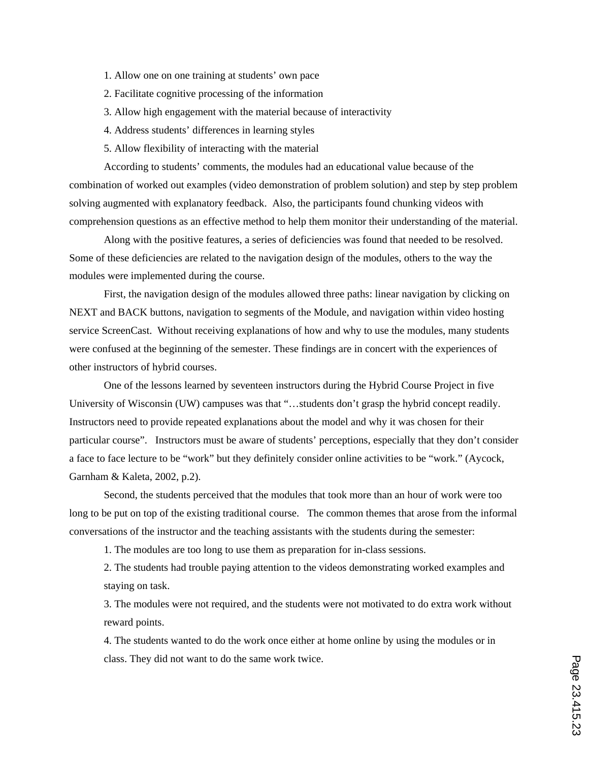1. Allow one on one training at students' own pace
2. Facilitate cognitive processing of the information
3. Allow high engagement with the material because of interactivity
4. Address students' differences in learning styles
5. Allow flexibility of interacting with the material

According to students' comments, the modules had an educational value because of the combination of worked out examples (video demonstration of problem solution) and step by step problem solving augmented with explanatory feedback. Also, the participants found chunking videos with comprehension questions as an effective method to help them monitor their understanding of the material.

Along with the positive features, a series of deficiencies was found that needed to be resolved. Some of these deficiencies are related to the navigation design of the modules, others to the way the modules were implemented during the course.

First, the navigation design of the modules allowed three paths: linear navigation by clicking on NEXT and BACK buttons, navigation to segments of the Module, and navigation within video hosting service ScreenCast. Without receiving explanations of how and why to use the modules, many students were confused at the beginning of the semester. These findings are in concert with the experiences of other instructors of hybrid courses.

One of the lessons learned by seventeen instructors during the Hybrid Course Project in five University of Wisconsin (UW) campuses was that "…students don't grasp the hybrid concept readily. Instructors need to provide repeated explanations about the model and why it was chosen for their particular course". Instructors must be aware of students' perceptions, especially that they don't consider a face to face lecture to be "work" but they definitely consider online activities to be "work." (Aycock, Garnham & Kaleta, 2002, p.2).

Second, the students perceived that the modules that took more than an hour of work were too long to be put on top of the existing traditional course. The common themes that arose from the informal conversations of the instructor and the teaching assistants with the students during the semester:

1. The modules are too long to use them as preparation for in-class sessions.
2. The students had trouble paying attention to the videos demonstrating worked examples and staying on task.
3. The modules were not required, and the students were not motivated to do extra work without reward points.
4. The students wanted to do the work once either at home online by using the modules or in class. They did not want to do the same work twice.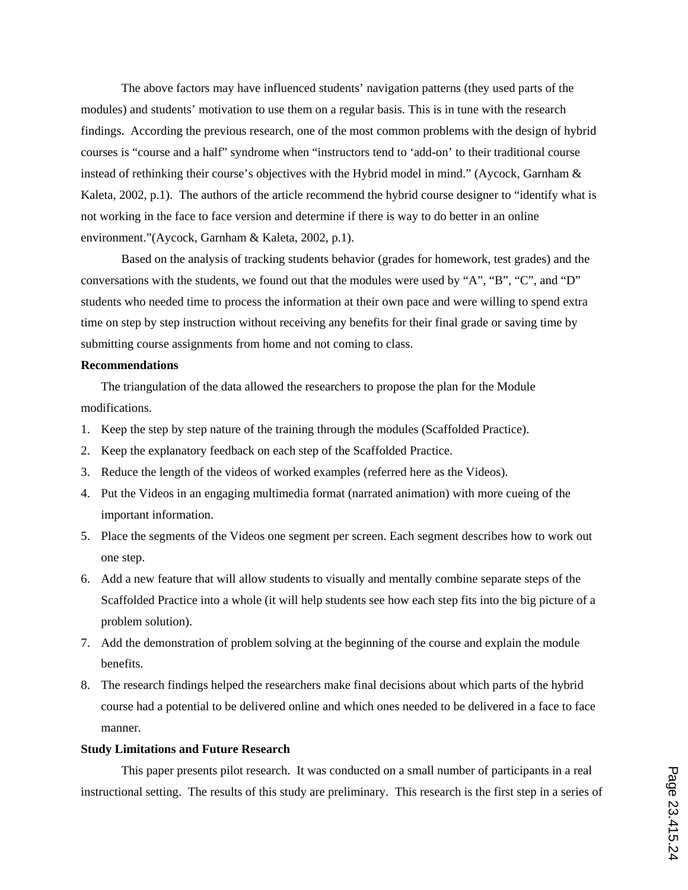The above factors may have influenced students' navigation patterns (they used parts of the modules) and students' motivation to use them on a regular basis. This is in tune with the research findings. According the previous research, one of the most common problems with the design of hybrid courses is "course and a half" syndrome when "instructors tend to 'add-on' to their traditional course instead of rethinking their course's objectives with the Hybrid model in mind." (Aycock, Garnham & Kaleta, 2002, p.1). The authors of the article recommend the hybrid course designer to "identify what is not working in the face to face version and determine if there is way to do better in an online environment."(Aycock, Garnham & Kaleta, 2002, p.1).

Based on the analysis of tracking students behavior (grades for homework, test grades) and the conversations with the students, we found out that the modules were used by "A", "B", "C", and "D" students who needed time to process the information at their own pace and were willing to spend extra time on step by step instruction without receiving any benefits for their final grade or saving time by submitting course assignments from home and not coming to class.

**Recommendations**

The triangulation of the data allowed the researchers to propose the plan for the Module modifications.

1. Keep the step by step nature of the training through the modules (Scaffolded Practice).
2. Keep the explanatory feedback on each step of the Scaffolded Practice.
3. Reduce the length of the videos of worked examples (referred here as the Videos).
4. Put the Videos in an engaging multimedia format (narrated animation) with more cueing of the important information.
5. Place the segments of the Videos one segment per screen. Each segment describes how to work out one step.
6. Add a new feature that will allow students to visually and mentally combine separate steps of the Scaffolded Practice into a whole (it will help students see how each step fits into the big picture of a problem solution).
7. Add the demonstration of problem solving at the beginning of the course and explain the module benefits.
8. The research findings helped the researchers make final decisions about which parts of the hybrid course had a potential to be delivered online and which ones needed to be delivered in a face to face manner.

**Study Limitations and Future Research**

This paper presents pilot research. It was conducted on a small number of participants in a real instructional setting. The results of this study are preliminary. This research is the first step in a series of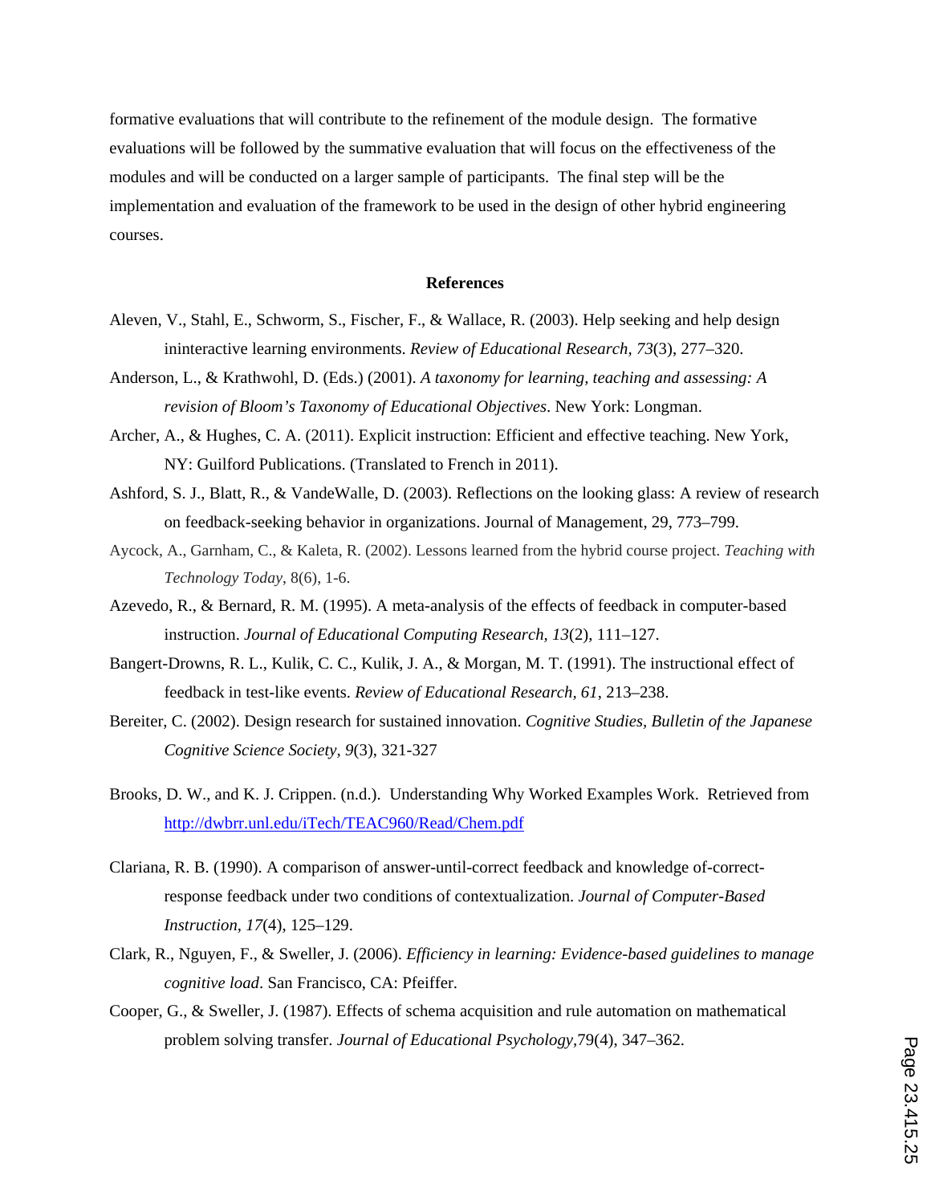formative evaluations that will contribute to the refinement of the module design. The formative evaluations will be followed by the summative evaluation that will focus on the effectiveness of the modules and will be conducted on a larger sample of participants. The final step will be the implementation and evaluation of the framework to be used in the design of other hybrid engineering courses.

## References

Aleven, V., Stahl, E., Schworm, S., Fischer, F., & Wallace, R. (2003). Help seeking and help design ininteractive learning environments. *Review of Educational Research, 73*(3), 277–320.

Anderson, L., & Krathwohl, D. (Eds.) (2001). *A taxonomy for learning, teaching and assessing: A revision of Bloom's Taxonomy of Educational Objectives*. New York: Longman.

Archer, A., & Hughes, C. A. (2011). Explicit instruction: Efficient and effective teaching. New York, NY: Guilford Publications. (Translated to French in 2011).

Ashford, S. J., Blatt, R., & VandeWalle, D. (2003). Reflections on the looking glass: A review of research on feedback-seeking behavior in organizations. Journal of Management, 29, 773–799.

Aycock, A., Garnham, C., & Kaleta, R. (2002). Lessons learned from the hybrid course project. *Teaching with Technology Today*, 8(6), 1-6.

Azevedo, R., & Bernard, R. M. (1995). A meta-analysis of the effects of feedback in computer-based instruction. *Journal of Educational Computing Research, 13*(2), 111–127.

Bangert-Drowns, R. L., Kulik, C. C., Kulik, J. A., & Morgan, M. T. (1991). The instructional effect of feedback in test-like events. *Review of Educational Research, 61*, 213–238.

Bereiter, C. (2002). Design research for sustained innovation. *Cognitive Studies, Bulletin of the Japanese Cognitive Science Society, 9*(3), 321-327

Brooks, D. W., and K. J. Crippen. (n.d.). Understanding Why Worked Examples Work. Retrieved from http://dwbrr.unl.edu/iTech/TEAC960/Read/Chem.pdf

Clariana, R. B. (1990). A comparison of answer-until-correct feedback and knowledge of-correct-response feedback under two conditions of contextualization. *Journal of Computer-Based Instruction*, *17*(4), 125–129.

Clark, R., Nguyen, F., & Sweller, J. (2006). *Efficiency in learning: Evidence-based guidelines to manage cognitive load*. San Francisco, CA: Pfeiffer.

Cooper, G., & Sweller, J. (1987). Effects of schema acquisition and rule automation on mathematical problem solving transfer. *Journal of Educational Psychology*,79(4), 347–362.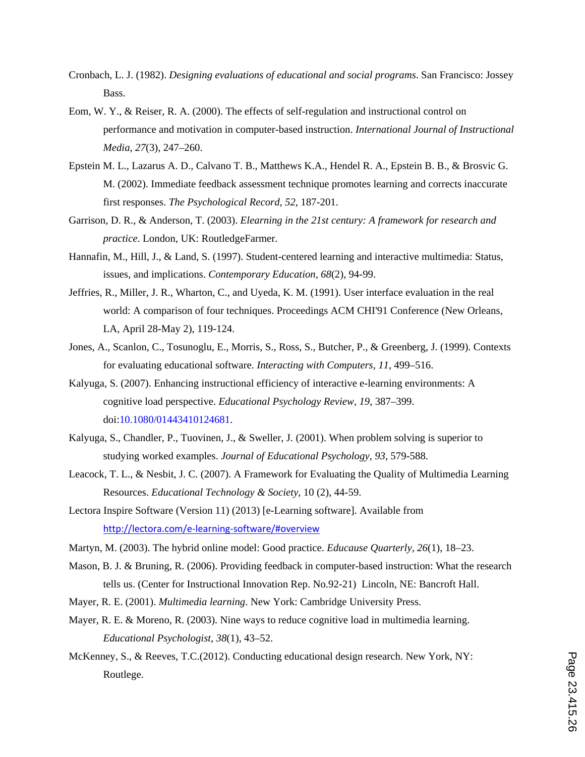Cronbach, L. J. (1982). *Designing evaluations of educational and social programs*. San Francisco: Jossey Bass.

Eom, W. Y., & Reiser, R. A. (2000). The effects of self-regulation and instructional control on performance and motivation in computer-based instruction. *International Journal of Instructional Media, 27*(3), 247–260.

Epstein M. L., Lazarus A. D., Calvano T. B., Matthews K.A., Hendel R. A., Epstein B. B., & Brosvic G. M. (2002). Immediate feedback assessment technique promotes learning and corrects inaccurate first responses. *The Psychological Record, 52*, 187-201.

Garrison, D. R., & Anderson, T. (2003). *Elearning in the 21st century: A framework for research and practice*. London, UK: RoutledgeFarmer.

Hannafin, M., Hill, J., & Land, S. (1997). Student-centered learning and interactive multimedia: Status, issues, and implications. *Contemporary Education, 68*(2), 94-99.

Jeffries, R., Miller, J. R., Wharton, C., and Uyeda, K. M. (1991). User interface evaluation in the real world: A comparison of four techniques. Proceedings ACM CHI'91 Conference (New Orleans, LA, April 28-May 2), 119-124.

Jones, A., Scanlon, C., Tosunoglu, E., Morris, S., Ross, S., Butcher, P., & Greenberg, J. (1999). Contexts for evaluating educational software. *Interacting with Computers, 11*, 499–516.

Kalyuga, S. (2007). Enhancing instructional efficiency of interactive e-learning environments: A cognitive load perspective. *Educational Psychology Review, 19*, 387–399. doi:10.1080/01443410124681.

Kalyuga, S., Chandler, P., Tuovinen, J., & Sweller, J. (2001). When problem solving is superior to studying worked examples. *Journal of Educational Psychology, 93*, 579-588.

Leacock, T. L., & Nesbit, J. C. (2007). A Framework for Evaluating the Quality of Multimedia Learning Resources. *Educational Technology & Society*, 10 (2), 44-59.

Lectora Inspire Software (Version 11) (2013) [e-Learning software]. Available from http://lectora.com/e-learning-software/#overview

Martyn, M. (2003). The hybrid online model: Good practice. *Educause Quarterly, 26*(1), 18–23.

Mason, B. J. & Bruning, R. (2006). Providing feedback in computer-based instruction: What the research tells us. (Center for Instructional Innovation Rep. No.92-21) Lincoln, NE: Bancroft Hall.

Mayer, R. E. (2001). *Multimedia learning*. New York: Cambridge University Press.

Mayer, R. E. & Moreno, R. (2003). Nine ways to reduce cognitive load in multimedia learning. *Educational Psychologist, 38*(1), 43–52.

McKenney, S., & Reeves, T.C.(2012). Conducting educational design research. New York, NY: Routlege.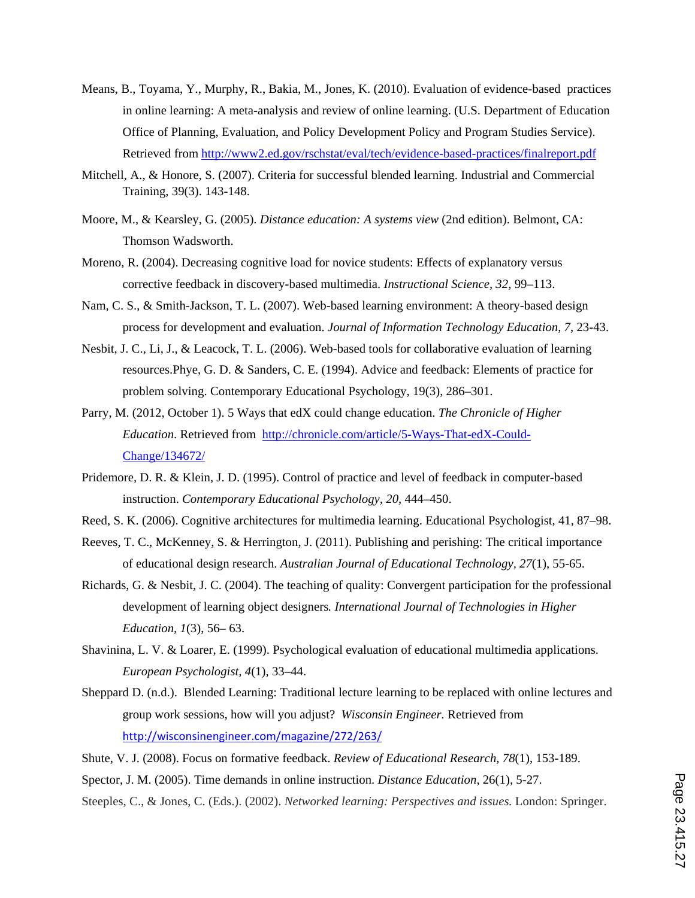Means, B., Toyama, Y., Murphy, R., Bakia, M., Jones, K. (2010). Evaluation of evidence-based practices in online learning: A meta-analysis and review of online learning. (U.S. Department of Education Office of Planning, Evaluation, and Policy Development Policy and Program Studies Service). Retrieved from http://www2.ed.gov/rschstat/eval/tech/evidence-based-practices/finalreport.pdf

Mitchell, A., & Honore, S. (2007). Criteria for successful blended learning. Industrial and Commercial Training, 39(3). 143-148.

Moore, M., & Kearsley, G. (2005). *Distance education: A systems view* (2nd edition). Belmont, CA: Thomson Wadsworth.

Moreno, R. (2004). Decreasing cognitive load for novice students: Effects of explanatory versus corrective feedback in discovery-based multimedia. *Instructional Science, 32*, 99–113.

Nam, C. S., & Smith-Jackson, T. L. (2007). Web-based learning environment: A theory-based design process for development and evaluation. *Journal of Information Technology Education*, *7*, 23-43.

Nesbit, J. C., Li, J., & Leacock, T. L. (2006). Web-based tools for collaborative evaluation of learning resources.Phye, G. D. & Sanders, C. E. (1994). Advice and feedback: Elements of practice for problem solving. Contemporary Educational Psychology, 19(3), 286–301.

Parry, M. (2012, October 1). 5 Ways that edX could change education. *The Chronicle of Higher Education*. Retrieved from http://chronicle.com/article/5-Ways-That-edX-Could-Change/134672/

Pridemore, D. R. & Klein, J. D. (1995). Control of practice and level of feedback in computer-based instruction. *Contemporary Educational Psychology, 20*, 444–450.

Reed, S. K. (2006). Cognitive architectures for multimedia learning. Educational Psychologist, 41, 87–98.

Reeves, T. C., McKenney, S. & Herrington, J. (2011). Publishing and perishing: The critical importance of educational design research. *Australian Journal of Educational Technology*, *27*(1), 55-65.

Richards, G. & Nesbit, J. C. (2004). The teaching of quality: Convergent participation for the professional development of learning object designers*.* *International Journal of Technologies in Higher Education*, *1*(3), 56– 63.

Shavinina, L. V. & Loarer, E. (1999). Psychological evaluation of educational multimedia applications. *European Psychologist, 4*(1), 33–44.

Sheppard D. (n.d.). Blended Learning: Traditional lecture learning to be replaced with online lectures and group work sessions, how will you adjust? *Wisconsin Engineer*. Retrieved from http://wisconsinengineer.com/magazine/272/263/

Shute, V. J. (2008). Focus on formative feedback. *Review of Educational Research, 78*(1), 153-189.

Spector, J. M. (2005). Time demands in online instruction. *Distance Education*, 26(1), 5-27.

Steeples, C., & Jones, C. (Eds.). (2002). *Networked learning: Perspectives and issues.* London: Springer.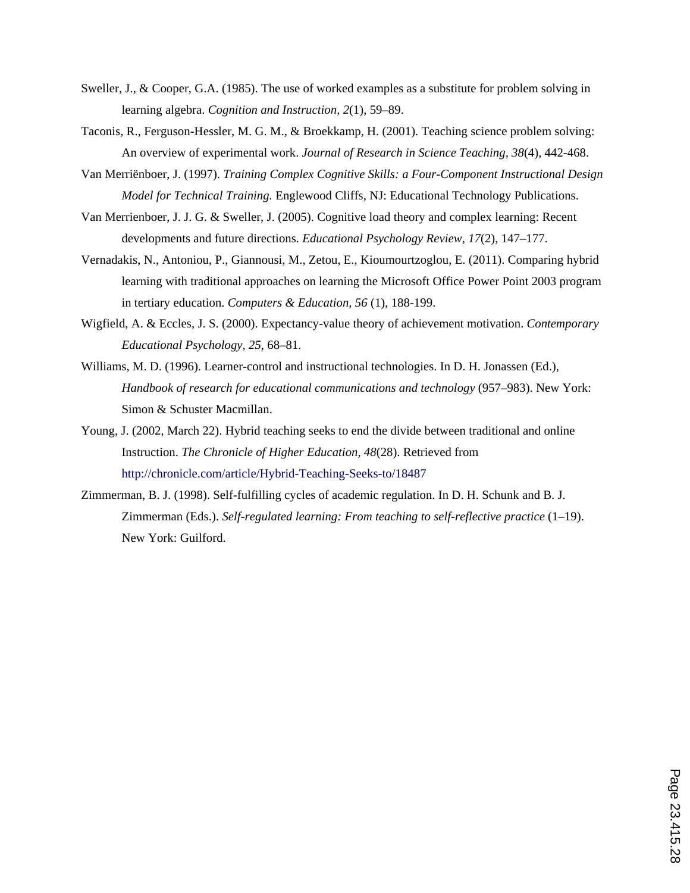Sweller, J., & Cooper, G.A. (1985). The use of worked examples as a substitute for problem solving in learning algebra. *Cognition and Instruction, 2*(1), 59–89.

Taconis, R., Ferguson-Hessler, M. G. M., & Broekkamp, H. (2001). Teaching science problem solving: An overview of experimental work. *Journal of Research in Science Teaching, 38*(4), 442-468.

Van Merriënboer, J. (1997). *Training Complex Cognitive Skills: a Four-Component Instructional Design Model for Technical Training.* Englewood Cliffs, NJ: Educational Technology Publications.

Van Merrienboer, J. J. G. & Sweller, J. (2005). Cognitive load theory and complex learning: Recent developments and future directions. *Educational Psychology Review, 17*(2), 147–177.

Vernadakis, N., Antoniou, P., Giannousi, M., Zetou, E., Kioumourtzoglou, E. (2011). Comparing hybrid learning with traditional approaches on learning the Microsoft Office Power Point 2003 program in tertiary education. *Computers & Education, 56* (1), 188-199.

Wigfield, A. & Eccles, J. S. (2000). Expectancy-value theory of achievement motivation. *Contemporary Educational Psychology, 25*, 68–81.

Williams, M. D. (1996). Learner-control and instructional technologies. In D. H. Jonassen (Ed.), *Handbook of research for educational communications and technology* (957–983). New York: Simon & Schuster Macmillan.

Young, J. (2002, March 22). Hybrid teaching seeks to end the divide between traditional and online Instruction. *The Chronicle of Higher Education, 48*(28). Retrieved from http://chronicle.com/article/Hybrid-Teaching-Seeks-to/18487

Zimmerman, B. J. (1998). Self-fulfilling cycles of academic regulation. In D. H. Schunk and B. J. Zimmerman (Eds.). *Self-regulated learning: From teaching to self-reflective practice* (1–19). New York: Guilford.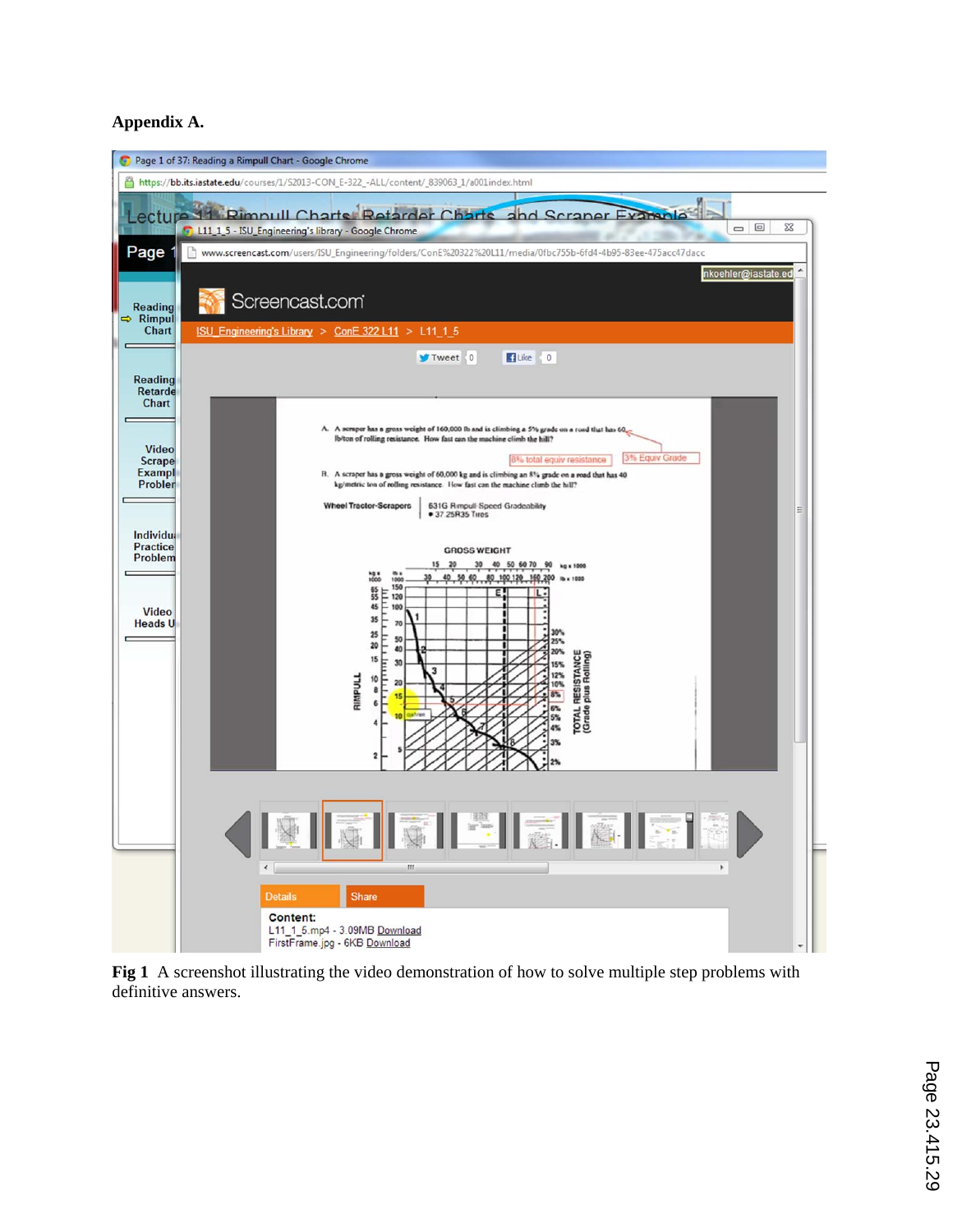**Appendix A.**

Page 1 of 37: Reading a Rimpull Chart - Google Chrome

https://bb.its.iastate.edu/courses/1/S2013-CON_E-322_-ALL/content/_839063_1/a001index.html

Lecture 11: Rimpull Charts, Retarder Charts, and Scraper Example

L11_1_5 - ISU_Engineering's library - Google Chrome

www.screencast.com/users/ISU_Engineering/folders/ConE%20322%20L11/media/0fbc755b-6fd4-4b95-83ee-475acc47dacc

nkoehler@iastate.ed

Screencast.com

ISU_Engineering's Library > ConE 322 L11 > L11_1_5

Tweet 0 Like 0

Page 1

Reading Rimpull Chart

Reading Retarder Chart

Video Scraper Example Problem

Individual Practice Problem

Video Heads U

A. A scraper has a gross weight of 160,000 lb and is climbing a 5% grade on a road that has 60 lb/ton of rolling resistance. How fast can the machine climb the hill?

8% total equiv resistance

3% Equiv Grade

B. A scraper has a gross weight of 60,000 kg and is climbing an 8% grade on a road that has 40 kg/metric ton of rolling resistance. How fast can the machine climb the hill?

Wheel Tractor-Scrapers

631G Rimpull Speed Gradeability
• 37.25R35 Tires

GROSS WEIGHT

RIMPULL

TOTAL RESISTANCE (Grade plus Rolling)

Details Share

Content:
L11_1_5.mp4 - 3.09MB Download
FirstFrame.jpg - 6KB Download

**Fig 1** A screenshot illustrating the video demonstration of how to solve multiple step problems with definitive answers.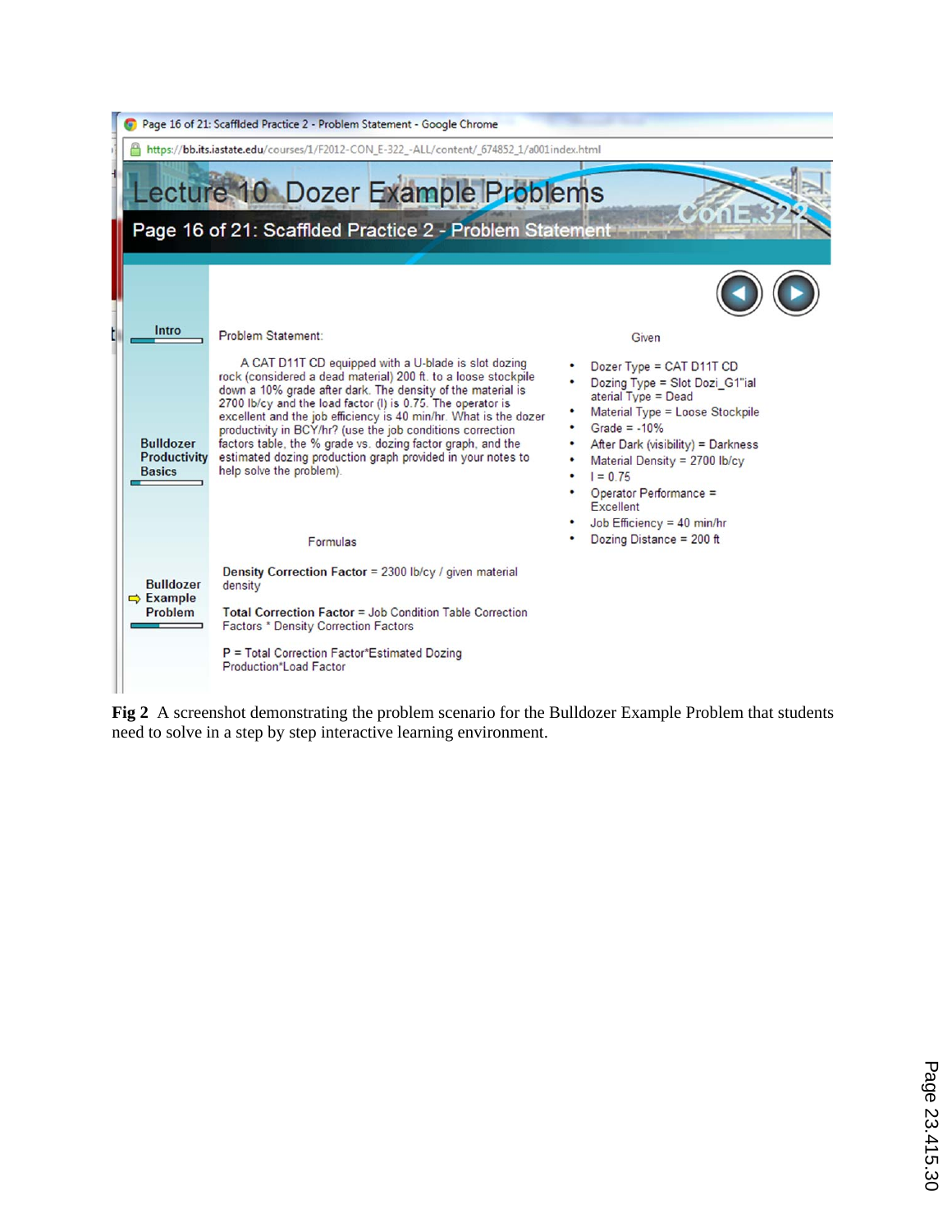Page 16 of 21: Scaffided Practice 2 - Problem Statement - Google Chrome

https://bb.its.iastate.edu/courses/1/F2012-CON_E-322_-ALL/content/_674852_1/a001index.html

Lecture 10 Dozer Example Problems

Page 16 of 21: Scaffided Practice 2 - Problem Statement

ConE 322

Intro

Bulldozer Productivity Basics

Bulldozer Example Problem

Problem Statement:

A CAT D11T CD equipped with a U-blade is slot dozing rock (considered a dead material) 200 ft. to a loose stockpile down a 10% grade after dark. The density of the material is 2700 lb/cy and the load factor (l) is 0.75. The operator is excellent and the job efficiency is 40 min/hr. What is the dozer productivity in BCY/hr? (use the job conditions correction factors table, the % grade vs. dozing factor graph, and the estimated dozing production graph provided in your notes to help solve the problem).

Given

- Dozer Type = CAT D11T CD
- Dozing Type = Slot Dozi_G1"ial aterial Type = Dead
- Material Type = Loose Stockpile
- Grade = -10%
- After Dark (visibility) = Darkness
- Material Density = 2700 lb/cy
- I = 0.75
- Operator Performance = Excellent
- Job Efficiency = 40 min/hr
- Dozing Distance = 200 ft

Formulas

**Density Correction Factor** = 2300 lb/cy / given material density

**Total Correction Factor** = Job Condition Table Correction Factors * Density Correction Factors

P = Total Correction Factor*Estimated Dozing Production*Load Factor

**Fig 2** A screenshot demonstrating the problem scenario for the Bulldozer Example Problem that students need to solve in a step by step interactive learning environment.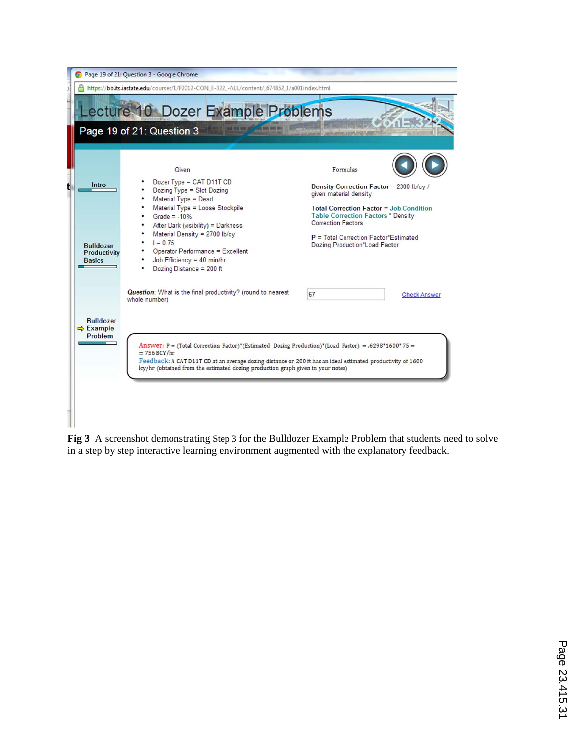Page 19 of 21: Question 3 - Google Chrome

https://bb.its.iastate.edu/courses/1/F2012-CON_E-322_-ALL/content/_674852_1/a001index.html

# Lecture 10 Dozer Example Problems

CONE 322

## Page 19 of 21: Question 3

Intro

Bulldozer Productivity Basics

Bulldozer Example Problem

Given

- Dozer Type = CAT D11T CD
- Dozing Type = Slot Dozing
- Material Type = Dead
- Material Type = Loose Stockpile
- Grade = -10%
- After Dark (visibility) = Darkness
- Material Density = 2700 lb/cy
- I = 0.75
- Operator Performance = Excellent
- Job Efficiency = 40 min/hr
- Dozing Distance = 200 ft

Formulas

**Density Correction Factor** = 2300 lb/cy / given material density

**Total Correction Factor** = Job Condition Table Correction Factors * Density Correction Factors

P = Total Correction Factor*Estimated Dozing Production*Load Factor

***Question***: What is the final productivity? (round to nearest whole number)

67

Check Answer

Answer: P = (Total Correction Factor)*(Estimated Dozing Production)*(Load Factor) = .6298*1600*.75 = = 756 BCY/hr

Feedback: A CAT D11T CD at an average dozing distance or 200 ft has an ideal estimated productivity of 1600 lcy/hr (obtained from the estimated dozing production graph given in your notes)

**Fig 3** A screenshot demonstrating Step 3 for the Bulldozer Example Problem that students need to solve in a step by step interactive learning environment augmented with the explanatory feedback.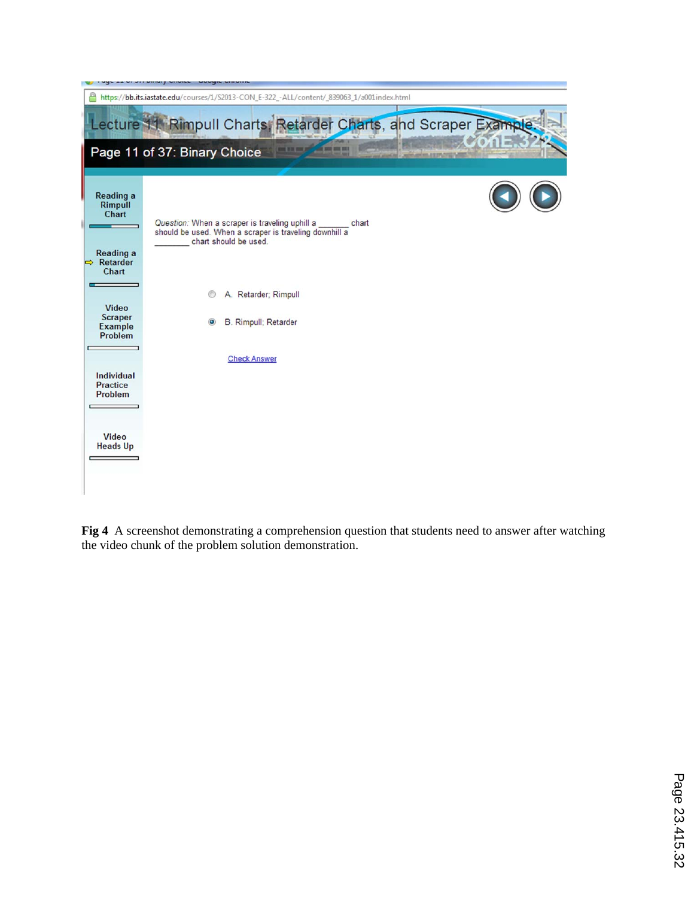**Fig 4** A screenshot demonstrating a comprehension question that students need to answer after watching the video chunk of the problem solution demonstration.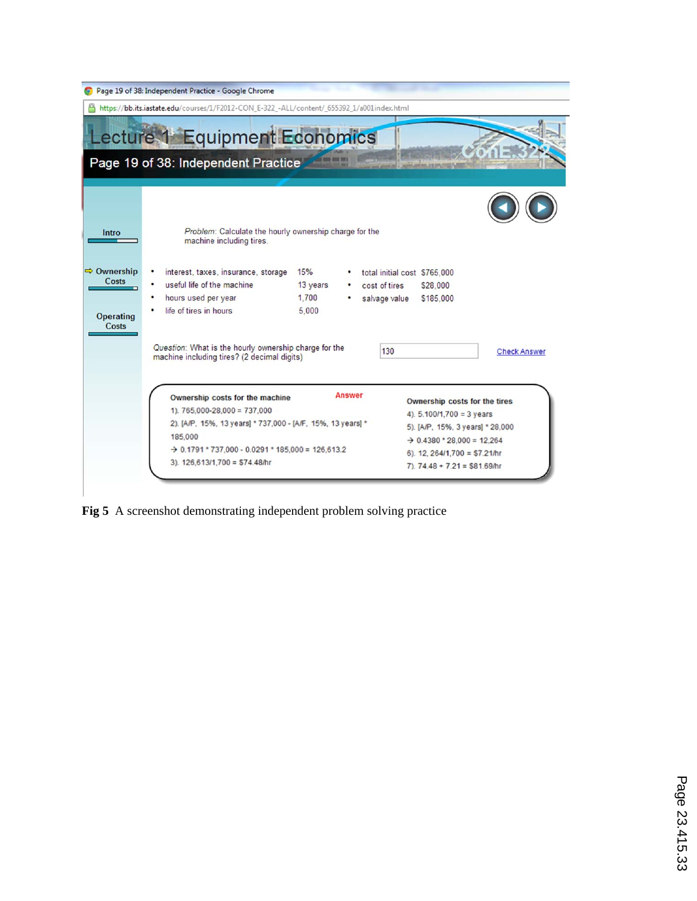Page 19 of 38: Independent Practice - Google Chrome

https://bb.its.iastate.edu/courses/1/F2012-CON_E-322_-ALL/content/_655392_1/a001index.html

Lecture 1: Equipment Economics

Page 19 of 38: Independent Practice

ConE 322

Intro

Ownership Costs

Operating Costs

*Problem*: Calculate the hourly ownership charge for the machine including tires.

- interest, taxes, insurance, storage 15%
- useful life of the machine 13 years
- hours used per year 1,700
- life of tires in hours 5,000
- total initial cost $765,000
- cost of tires $28,000
- salvage value $185,000

*Question*: What is the hourly ownership charge for the machine including tires? (2 decimal digits)

130

Check Answer

Answer

**Ownership costs for the machine**

1). 765,000-28,000 = 737,000

2). [A/P, 15%, 13 years] * 737,000 - [A/F, 15%, 13 years] * 185,000

→ 0.1791 * 737,000 - 0.0291 * 185,000 = 126,613.2

3). 126,613/1,700 = $74.48/hr

**Ownership costs for the tires**

4). 5.100/1,700 = 3 years

5). [A/P, 15%, 3 years] * 28,000

→ 0.4380 * 28,000 = 12,264

6). 12, 264/1,700 = $7.21/hr

7). 74.48 + 7.21 = $81.69/hr

**Fig 5** A screenshot demonstrating independent problem solving practice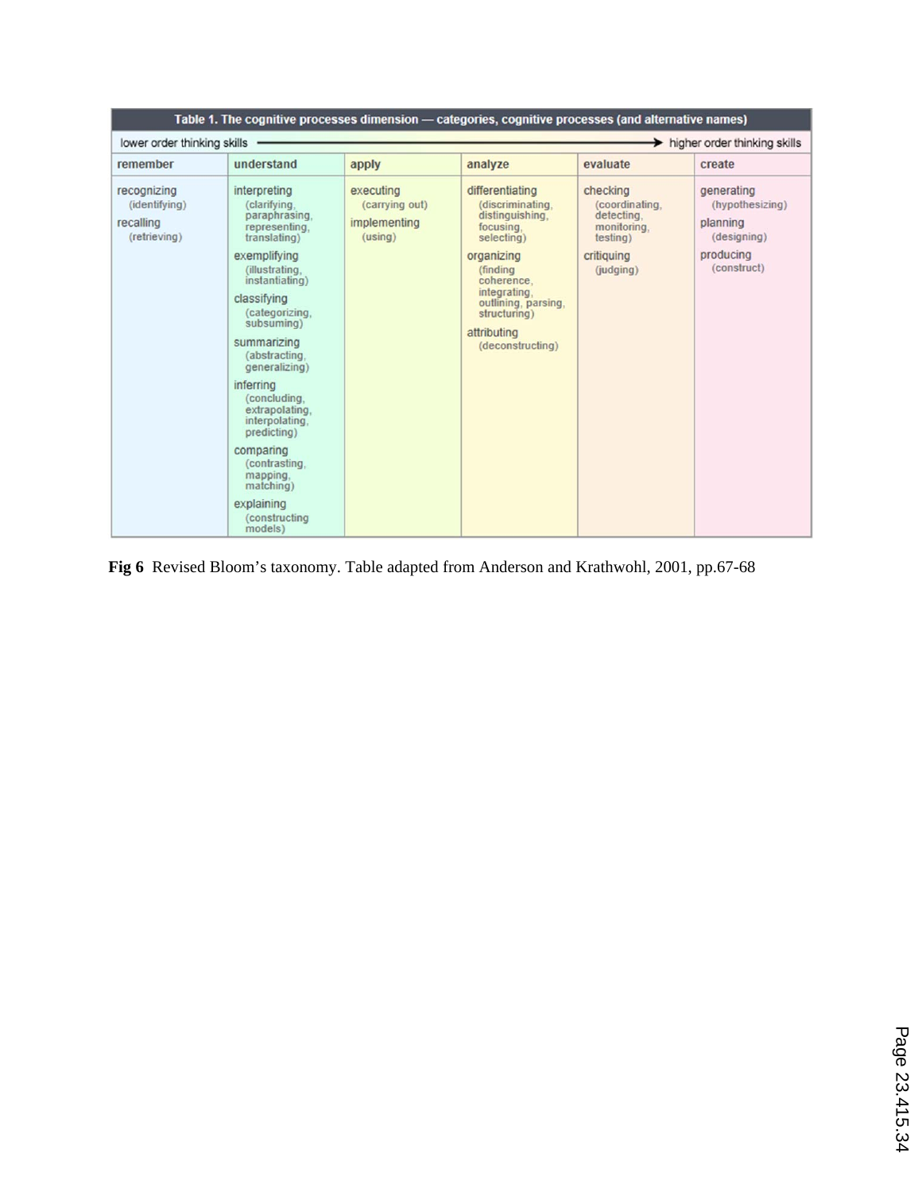**Table 1. The cognitive processes dimension — categories, cognitive processes (and alternative names)**

lower order thinking skills → higher order thinking skills

| remember | understand | apply | analyze | evaluate | create |
|---|---|---|---|---|---|
| recognizing (identifying) | interpreting (clarifying, paraphrasing, representing, translating) | executing (carrying out) | differentiating (discriminating, distinguishing, focusing, selecting) | checking (coordinating, detecting, monitoring, testing) | generating (hypothesizing) |
| recalling (retrieving) | exemplifying (illustrating, instantiating) | implementing (using) | organizing (finding coherence, integrating, outlining, parsing, structuring) | critiquing (judging) | planning (designing) |
| | classifying (categorizing, subsuming) | | attributing (deconstructing) | | producing (construct) |
| | summarizing (abstracting, generalizing) | | | | |
| | inferring (concluding, extrapolating, interpolating, predicting) | | | | |
| | comparing (contrasting, mapping, matching) | | | | |
| | explaining (constructing models) | | | | |

**Fig 6** Revised Bloom's taxonomy. Table adapted from Anderson and Krathwohl, 2001, pp.67-68